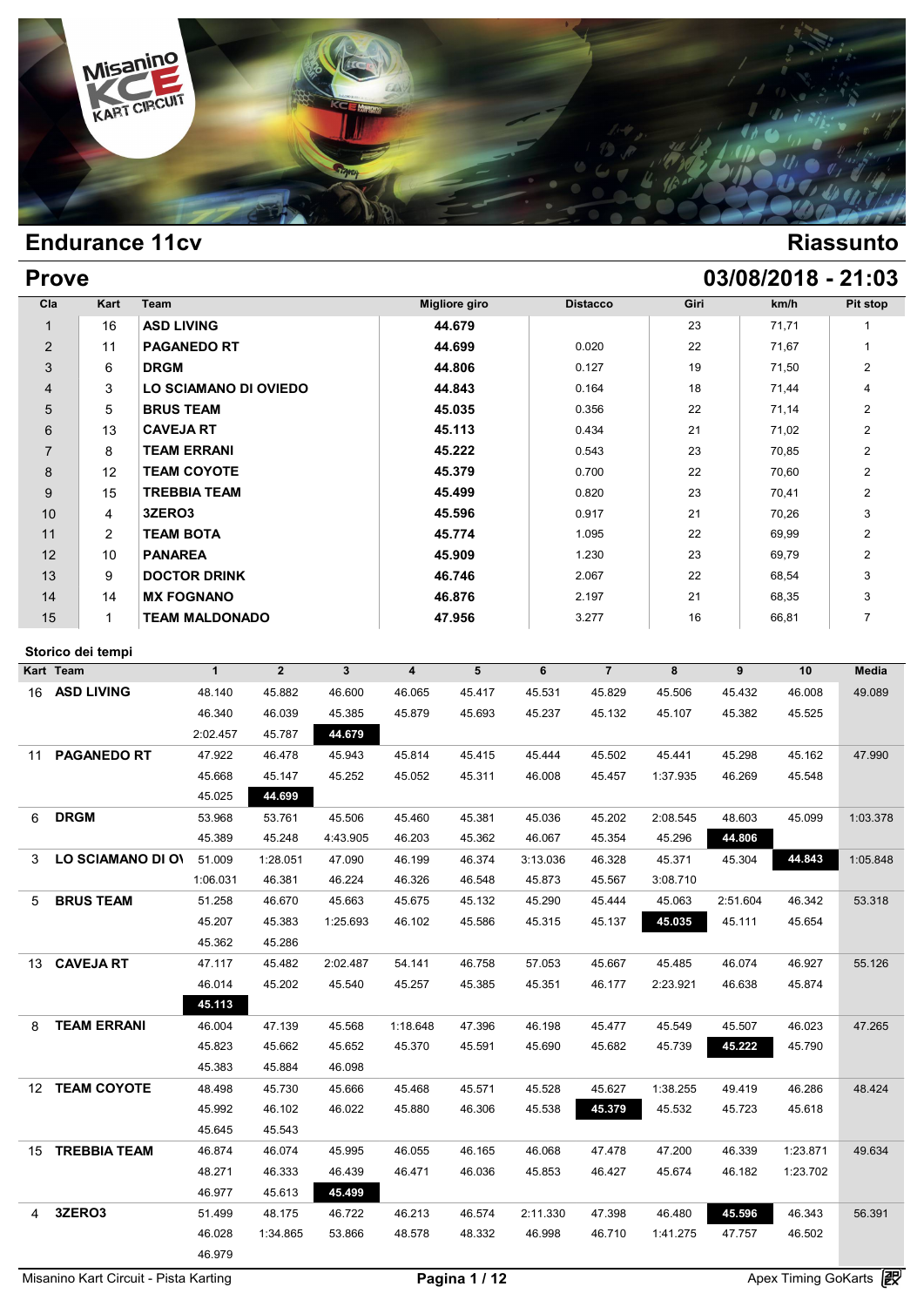# Endurance 11cv

## Riassunto

## Prove

## 03/08/2018 - 21:03

| Cla | Kart | Team | Migliore giro | Distacco | Giri | km/h | Pit stop |
|---|---|---|---|---|---|---|---|
| 1 | 16 | **ASD LIVING** | **44.679** | | 23 | 71,71 | 1 |
| 2 | 11 | **PAGANEDO RT** | **44.699** | 0.020 | 22 | 71,67 | 1 |
| 3 | 6 | **DRGM** | **44.806** | 0.127 | 19 | 71,50 | 2 |
| 4 | 3 | **LO SCIAMANO DI OVIEDO** | **44.843** | 0.164 | 18 | 71,44 | 4 |
| 5 | 5 | **BRUS TEAM** | **45.035** | 0.356 | 22 | 71,14 | 2 |
| 6 | 13 | **CAVEJA RT** | **45.113** | 0.434 | 21 | 71,02 | 2 |
| 7 | 8 | **TEAM ERRANI** | **45.222** | 0.543 | 23 | 70,85 | 2 |
| 8 | 12 | **TEAM COYOTE** | **45.379** | 0.700 | 22 | 70,60 | 2 |
| 9 | 15 | **TREBBIA TEAM** | **45.499** | 0.820 | 23 | 70,41 | 2 |
| 10 | 4 | **3ZERO3** | **45.596** | 0.917 | 21 | 70,26 | 3 |
| 11 | 2 | **TEAM BOTA** | **45.774** | 1.095 | 22 | 69,99 | 2 |
| 12 | 10 | **PANAREA** | **45.909** | 1.230 | 23 | 69,79 | 2 |
| 13 | 9 | **DOCTOR DRINK** | **46.746** | 2.067 | 22 | 68,54 | 3 |
| 14 | 14 | **MX FOGNANO** | **46.876** | 2.197 | 21 | 68,35 | 3 |
| 15 | 1 | **TEAM MALDONADO** | **47.956** | 3.277 | 16 | 66,81 | 7 |

### Storico dei tempi

| Kart | Team | 1 | 2 | 3 | 4 | 5 | 6 | 7 | 8 | 9 | 10 | Media |
|---|---|---|---|---|---|---|---|---|---|---|---|---|
| 16 | **ASD LIVING** | 48.140 | 45.882 | 46.600 | 46.065 | 45.417 | 45.531 | 45.829 | 45.506 | 45.432 | 46.008 | 49.089 |
| | | 46.340 | 46.039 | 45.385 | 45.879 | 45.693 | 45.237 | 45.132 | 45.107 | 45.382 | 45.525 | |
| | | 2:02.457 | 45.787 | **44.679** | | | | | | | | |
| 11 | **PAGANEDO RT** | 47.922 | 46.478 | 45.943 | 45.814 | 45.415 | 45.444 | 45.502 | 45.441 | 45.298 | 45.162 | 47.990 |
| | | 45.668 | 45.147 | 45.252 | 45.052 | 45.311 | 46.008 | 45.457 | 1:37.935 | 46.269 | 45.548 | |
| | | 45.025 | **44.699** | | | | | | | | | |
| 6 | **DRGM** | 53.968 | 53.761 | 45.506 | 45.460 | 45.381 | 45.036 | 45.202 | 2:08.545 | 48.603 | 45.099 | 1:03.378 |
| | | 45.389 | 45.248 | 4:43.905 | 46.203 | 45.362 | 46.067 | 45.354 | 45.296 | **44.806** | | |
| 3 | **LO SCIAMANO DI OV** | 51.009 | 1:28.051 | 47.090 | 46.199 | 46.374 | 3:13.036 | 46.328 | 45.371 | 45.304 | **44.843** | 1:05.848 |
| | | 1:06.031 | 46.381 | 46.224 | 46.326 | 46.548 | 45.873 | 45.567 | 3:08.710 | | | |
| 5 | **BRUS TEAM** | 51.258 | 46.670 | 45.663 | 45.675 | 45.132 | 45.290 | 45.444 | 45.063 | 2:51.604 | 46.342 | 53.318 |
| | | 45.207 | 45.383 | 1:25.693 | 46.102 | 45.586 | 45.315 | 45.137 | **45.035** | 45.111 | 45.654 | |
| | | 45.362 | 45.286 | | | | | | | | | |
| 13 | **CAVEJA RT** | 47.117 | 45.482 | 2:02.487 | 54.141 | 46.758 | 57.053 | 45.667 | 45.485 | 46.074 | 46.927 | 55.126 |
| | | 46.014 | 45.202 | 45.540 | 45.257 | 45.385 | 45.351 | 46.177 | 2:23.921 | 46.638 | 45.874 | |
| | | **45.113** | | | | | | | | | | |
| 8 | **TEAM ERRANI** | 46.004 | 47.139 | 45.568 | 1:18.648 | 47.396 | 46.198 | 45.477 | 45.549 | 45.507 | 46.023 | 47.265 |
| | | 45.823 | 45.662 | 45.652 | 45.370 | 45.591 | 45.690 | 45.682 | 45.739 | **45.222** | 45.790 | |
| | | 45.383 | 45.884 | 46.098 | | | | | | | | |
| 12 | **TEAM COYOTE** | 48.498 | 45.730 | 45.666 | 45.468 | 45.571 | 45.528 | 45.627 | 1:38.255 | 49.419 | 46.286 | 48.424 |
| | | 45.992 | 46.102 | 46.022 | 45.880 | 46.306 | 45.538 | **45.379** | 45.532 | 45.723 | 45.618 | |
| | | 45.645 | 45.543 | | | | | | | | | |
| 15 | **TREBBIA TEAM** | 46.874 | 46.074 | 45.995 | 46.055 | 46.165 | 46.068 | 47.478 | 47.200 | 46.339 | 1:23.871 | 49.634 |
| | | 48.271 | 46.333 | 46.439 | 46.471 | 46.036 | 45.853 | 46.427 | 45.674 | 46.182 | 1:23.702 | |
| | | 46.977 | 45.613 | **45.499** | | | | | | | | |
| 4 | **3ZERO3** | 51.499 | 48.175 | 46.722 | 46.213 | 46.574 | 2:11.330 | 47.398 | 46.480 | **45.596** | 46.343 | 56.391 |
| | | 46.028 | 1:34.865 | 53.866 | 48.578 | 48.332 | 46.998 | 46.710 | 1:41.275 | 47.757 | 46.502 | |
| | | 46.979 | | | | | | | | | | |

Misanino Kart Circuit - Pista Karting

Apex Timing GoKarts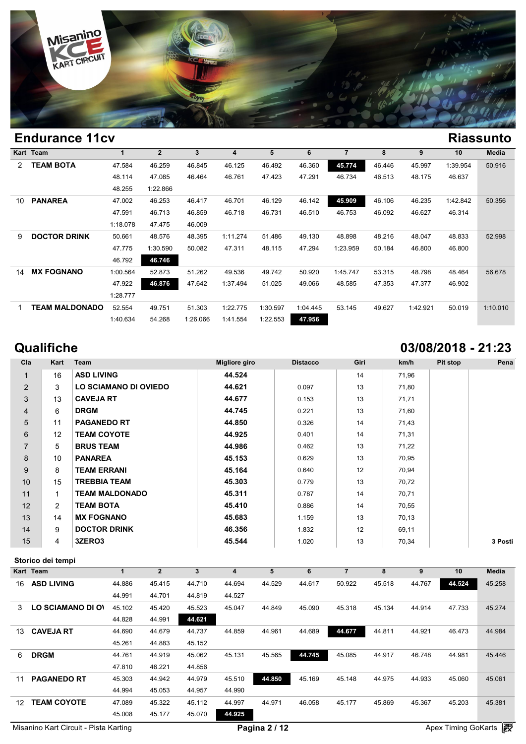## Endurance 11cv

## Riassunto

| Kart | Team | 1 | 2 | 3 | 4 | 5 | 6 | 7 | 8 | 9 | 10 | Media |
|---|---|---|---|---|---|---|---|---|---|---|---|---|
| 2 | TEAM BOTA | 47.584 | 46.259 | 46.845 | 46.125 | 46.492 | 46.360 | **45.774** | 46.446 | 45.997 | 1:39.954 | 50.916 |
| | | 48.114 | 47.085 | 46.464 | 46.761 | 47.423 | 47.291 | 46.734 | 46.513 | 48.175 | 46.637 | |
| | | 48.255 | 1:22.866 | | | | | | | | | |
| 10 | PANAREA | 47.002 | 46.253 | 46.417 | 46.701 | 46.129 | 46.142 | **45.909** | 46.106 | 46.235 | 1:42.842 | 50.356 |
| | | 47.591 | 46.713 | 46.859 | 46.718 | 46.731 | 46.510 | 46.753 | 46.092 | 46.627 | 46.314 | |
| | | 1:18.078 | 47.475 | 46.009 | | | | | | | | |
| 9 | DOCTOR DRINK | 50.661 | 48.576 | 48.395 | 1:11.274 | 51.486 | 49.130 | 48.898 | 48.216 | 48.047 | 48.833 | 52.998 |
| | | 47.775 | 1:30.590 | 50.082 | 47.311 | 48.115 | 47.294 | 1:23.959 | 50.184 | 46.800 | 46.800 | |
| | | 46.792 | **46.746** | | | | | | | | | |
| 14 | MX FOGNANO | 1:00.564 | 52.873 | 51.262 | 49.536 | 49.742 | 50.920 | 1:45.747 | 53.315 | 48.798 | 48.464 | 56.678 |
| | | 47.922 | **46.876** | 47.642 | 1:37.494 | 51.025 | 49.066 | 48.585 | 47.353 | 47.377 | 46.902 | |
| | | 1:28.777 | | | | | | | | | | |
| 1 | TEAM MALDONADO | 52.554 | 49.751 | 51.303 | 1:22.775 | 1:30.597 | 1:04.445 | 53.145 | 49.627 | 1:42.921 | 50.019 | 1:10.010 |
| | | 1:40.634 | 54.268 | 1:26.066 | 1:41.554 | 1:22.553 | **47.956** | | | | | |

## Qualifiche

## 03/08/2018 - 21:23

| Cla | Kart | Team | Migliore giro | Distacco | Giri | km/h | Pit stop | Pena |
|---|---|---|---|---|---|---|---|---|
| 1 | 16 | ASD LIVING | 44.524 | | 14 | 71,96 | | |
| 2 | 3 | LO SCIAMANO DI OVIEDO | 44.621 | 0.097 | 13 | 71,80 | | |
| 3 | 13 | CAVEJA RT | 44.677 | 0.153 | 13 | 71,71 | | |
| 4 | 6 | DRGM | 44.745 | 0.221 | 13 | 71,60 | | |
| 5 | 11 | PAGANEDO RT | 44.850 | 0.326 | 14 | 71,43 | | |
| 6 | 12 | TEAM COYOTE | 44.925 | 0.401 | 14 | 71,31 | | |
| 7 | 5 | BRUS TEAM | 44.986 | 0.462 | 13 | 71,22 | | |
| 8 | 10 | PANAREA | 45.153 | 0.629 | 13 | 70,95 | | |
| 9 | 8 | TEAM ERRANI | 45.164 | 0.640 | 12 | 70,94 | | |
| 10 | 15 | TREBBIA TEAM | 45.303 | 0.779 | 13 | 70,72 | | |
| 11 | 1 | TEAM MALDONADO | 45.311 | 0.787 | 14 | 70,71 | | |
| 12 | 2 | TEAM BOTA | 45.410 | 0.886 | 14 | 70,55 | | |
| 13 | 14 | MX FOGNANO | 45.683 | 1.159 | 13 | 70,13 | | |
| 14 | 9 | DOCTOR DRINK | 46.356 | 1.832 | 12 | 69,11 | | |
| 15 | 4 | 3ZERO3 | 45.544 | 1.020 | 13 | 70,34 | | 3 Posti |

### Storico dei tempi

| Kart | Team | 1 | 2 | 3 | 4 | 5 | 6 | 7 | 8 | 9 | 10 | Media |
|---|---|---|---|---|---|---|---|---|---|---|---|---|
| 16 | ASD LIVING | 44.886 | 45.415 | 44.710 | 44.694 | 44.529 | 44.617 | 50.922 | 45.518 | 44.767 | **44.524** | 45.258 |
| | | 44.991 | 44.701 | 44.819 | 44.527 | | | | | | | |
| 3 | LO SCIAMANO DI OV | 45.102 | 45.420 | 45.523 | 45.047 | 44.849 | 45.090 | 45.318 | 45.134 | 44.914 | 47.733 | 45.274 |
| | | 44.828 | 44.991 | **44.621** | | | | | | | | |
| 13 | CAVEJA RT | 44.690 | 44.679 | 44.737 | 44.859 | 44.961 | 44.689 | **44.677** | 44.811 | 44.921 | 46.473 | 44.984 |
| | | 45.261 | 44.883 | 45.152 | | | | | | | | |
| 6 | DRGM | 44.761 | 44.919 | 45.062 | 45.131 | 45.565 | **44.745** | 45.085 | 44.917 | 46.748 | 44.981 | 45.446 |
| | | 47.810 | 46.221 | 44.856 | | | | | | | | |
| 11 | PAGANEDO RT | 45.303 | 44.942 | 44.979 | 45.510 | **44.850** | 45.169 | 45.148 | 44.975 | 44.933 | 45.060 | 45.061 |
| | | 44.994 | 45.053 | 44.957 | 44.990 | | | | | | | |
| 12 | TEAM COYOTE | 47.089 | 45.322 | 45.112 | 44.997 | 44.971 | 46.058 | 45.177 | 45.869 | 45.367 | 45.203 | 45.381 |
| | | 45.008 | 45.177 | 45.070 | **44.925** | | | | | | | |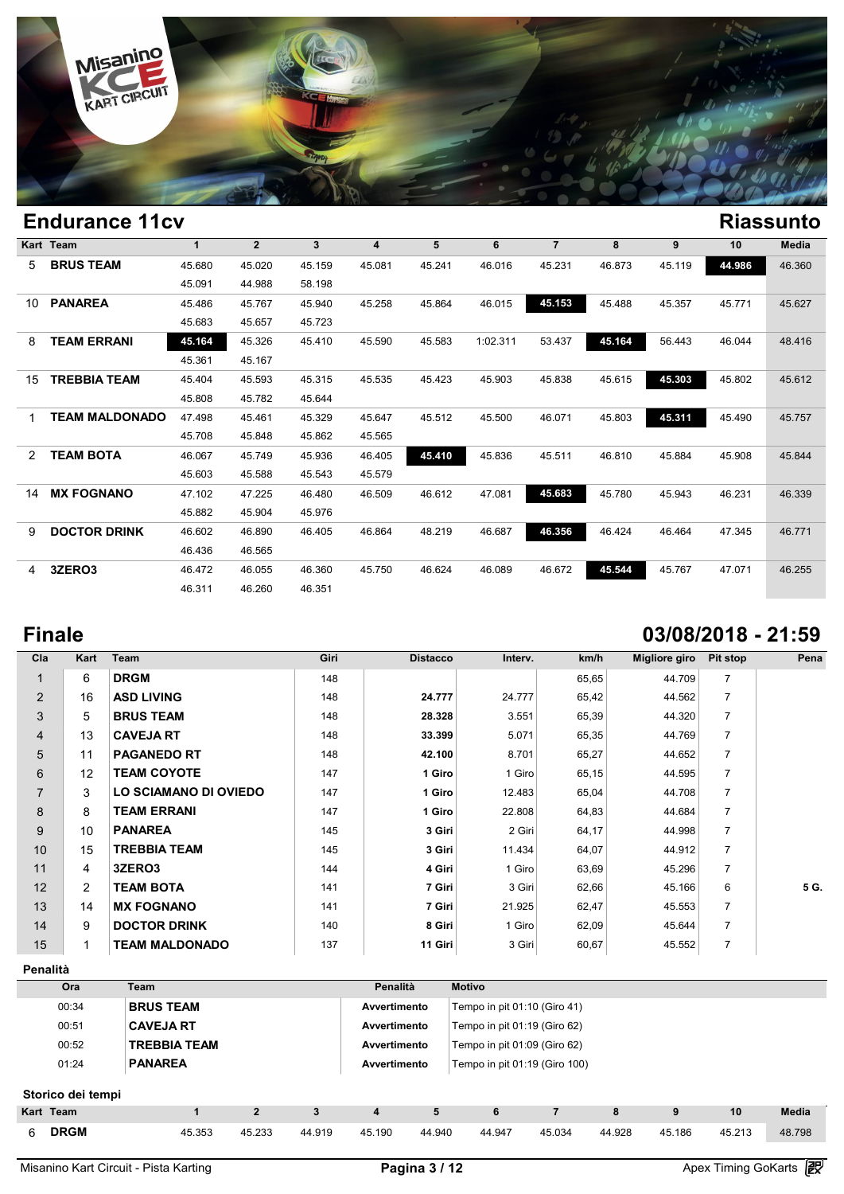## Endurance 11cv

## Riassunto

| Kart | Team | 1 | 2 | 3 | 4 | 5 | 6 | 7 | 8 | 9 | 10 | Media |
|---|---|---|---|---|---|---|---|---|---|---|---|---|
| 5 | **BRUS TEAM** | 45.680 | 45.020 | 45.159 | 45.081 | 45.241 | 46.016 | 45.231 | 46.873 | 45.119 | **44.986** | 46.360 |
| | | 45.091 | 44.988 | 58.198 | | | | | | | | |
| 10 | **PANAREA** | 45.486 | 45.767 | 45.940 | 45.258 | 45.864 | 46.015 | **45.153** | 45.488 | 45.357 | 45.771 | 45.627 |
| | | 45.683 | 45.657 | 45.723 | | | | | | | | |
| 8 | **TEAM ERRANI** | **45.164** | 45.326 | 45.410 | 45.590 | 45.583 | 1:02.311 | 53.437 | **45.164** | 56.443 | 46.044 | 48.416 |
| | | 45.361 | 45.167 | | | | | | | | | |
| 15 | **TREBBIA TEAM** | 45.404 | 45.593 | 45.315 | 45.535 | 45.423 | 45.903 | 45.838 | 45.615 | **45.303** | 45.802 | 45.612 |
| | | 45.808 | 45.782 | 45.644 | | | | | | | | |
| 1 | **TEAM MALDONADO** | 47.498 | 45.461 | 45.329 | 45.647 | 45.512 | 45.500 | 46.071 | 45.803 | **45.311** | 45.490 | 45.757 |
| | | 45.708 | 45.848 | 45.862 | 45.565 | | | | | | | |
| 2 | **TEAM BOTA** | 46.067 | 45.749 | 45.936 | 46.405 | **45.410** | 45.836 | 45.511 | 46.810 | 45.884 | 45.908 | 45.844 |
| | | 45.603 | 45.588 | 45.543 | 45.579 | | | | | | | |
| 14 | **MX FOGNANO** | 47.102 | 47.225 | 46.480 | 46.509 | 46.612 | 47.081 | **45.683** | 45.780 | 45.943 | 46.231 | 46.339 |
| | | 45.882 | 45.904 | 45.976 | | | | | | | | |
| 9 | **DOCTOR DRINK** | 46.602 | 46.890 | 46.405 | 46.864 | 48.219 | 46.687 | **46.356** | 46.424 | 46.464 | 47.345 | 46.771 |
| | | 46.436 | 46.565 | | | | | | | | | |
| 4 | **3ZERO3** | 46.472 | 46.055 | 46.360 | 45.750 | 46.624 | 46.089 | 46.672 | **45.544** | 45.767 | 47.071 | 46.255 |
| | | 46.311 | 46.260 | 46.351 | | | | | | | | |

## Finale

## 03/08/2018 - 21:59

| Cla | Kart | Team | Giri | Distacco | Interv. | km/h | Migliore giro | Pit stop | Pena |
|---|---|---|---|---|---|---|---|---|---|
| 1 | 6 | **DRGM** | 148 | | | 65,65 | 44.709 | 7 | |
| 2 | 16 | **ASD LIVING** | 148 | **24.777** | 24.777 | 65,42 | 44.562 | 7 | |
| 3 | 5 | **BRUS TEAM** | 148 | **28.328** | 3.551 | 65,39 | 44.320 | 7 | |
| 4 | 13 | **CAVEJA RT** | 148 | **33.399** | 5.071 | 65,35 | 44.769 | 7 | |
| 5 | 11 | **PAGANEDO RT** | 148 | **42.100** | 8.701 | 65,27 | 44.652 | 7 | |
| 6 | 12 | **TEAM COYOTE** | 147 | **1 Giro** | 1 Giro | 65,15 | 44.595 | 7 | |
| 7 | 3 | **LO SCIAMANO DI OVIEDO** | 147 | **1 Giro** | 12.483 | 65,04 | 44.708 | 7 | |
| 8 | 8 | **TEAM ERRANI** | 147 | **1 Giro** | 22.808 | 64,83 | 44.684 | 7 | |
| 9 | 10 | **PANAREA** | 145 | **3 Giri** | 2 Giri | 64,17 | 44.998 | 7 | |
| 10 | 15 | **TREBBIA TEAM** | 145 | **3 Giri** | 11.434 | 64,07 | 44.912 | 7 | |
| 11 | 4 | **3ZERO3** | 144 | **4 Giri** | 1 Giro | 63,69 | 45.296 | 7 | |
| 12 | 2 | **TEAM BOTA** | 141 | **7 Giri** | 3 Giri | 62,66 | 45.166 | 6 | **5 G.** |
| 13 | 14 | **MX FOGNANO** | 141 | **7 Giri** | 21.925 | 62,47 | 45.553 | 7 | |
| 14 | 9 | **DOCTOR DRINK** | 140 | **8 Giri** | 1 Giro | 62,09 | 45.644 | 7 | |
| 15 | 1 | **TEAM MALDONADO** | 137 | **11 Giri** | 3 Giri | 60,67 | 45.552 | 7 | |

### Penalità

| Ora | Team | Penalità | Motivo |
|---|---|---|---|
| 00:34 | **BRUS TEAM** | **Avvertimento** | Tempo in pit 01:10 (Giro 41) |
| 00:51 | **CAVEJA RT** | **Avvertimento** | Tempo in pit 01:19 (Giro 62) |
| 00:52 | **TREBBIA TEAM** | **Avvertimento** | Tempo in pit 01:09 (Giro 62) |
| 01:24 | **PANAREA** | **Avvertimento** | Tempo in pit 01:19 (Giro 100) |

### Storico dei tempi

| Kart | Team | 1 | 2 | 3 | 4 | 5 | 6 | 7 | 8 | 9 | 10 | Media |
|---|---|---|---|---|---|---|---|---|---|---|---|---|
| 6 | **DRGM** | 45.353 | 45.233 | 44.919 | 45.190 | 44.940 | 44.947 | 45.034 | 44.928 | 45.186 | 45.213 | 48.798 |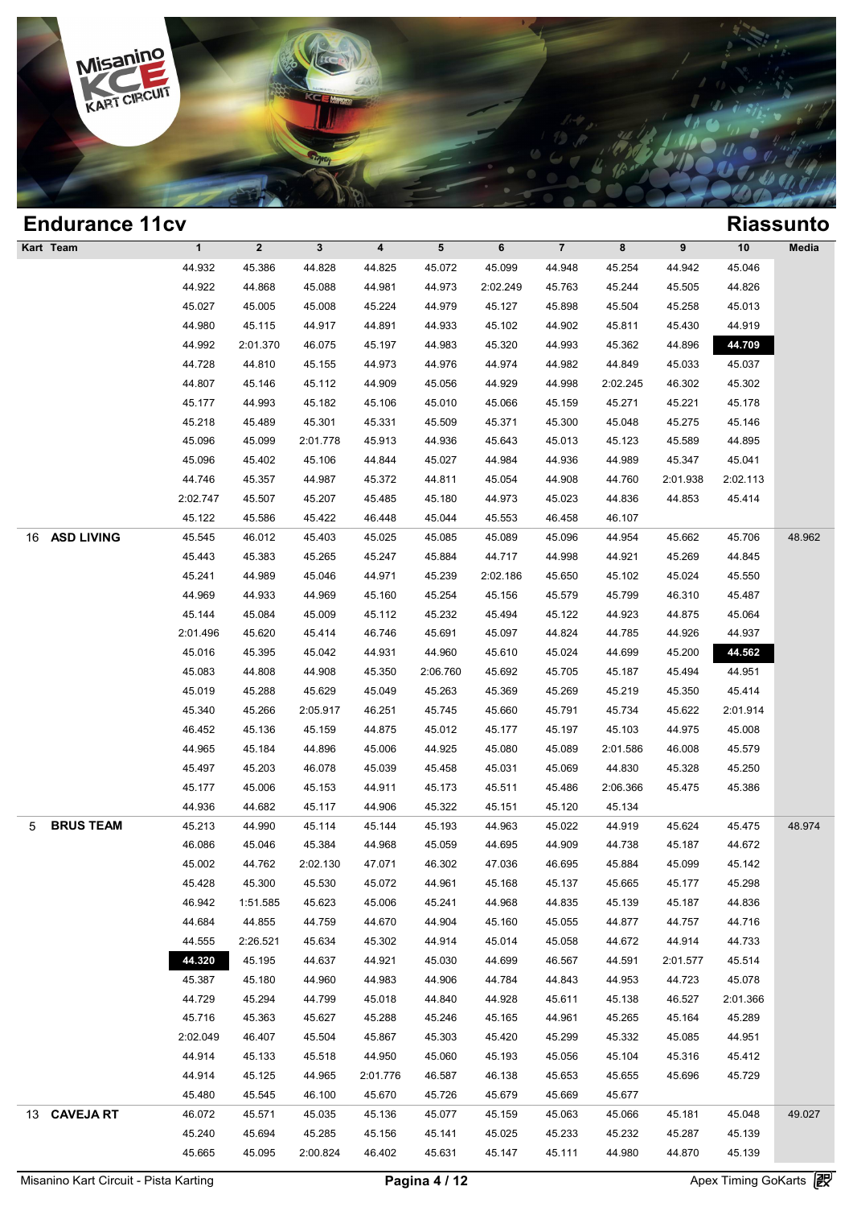## Endurance 11cv

## Riassunto

| Kart | Team | 1 | 2 | 3 | 4 | 5 | 6 | 7 | 8 | 9 | 10 | Media |
|---|---|---|---|---|---|---|---|---|---|---|---|---|
| | | 44.932 | 45.386 | 44.828 | 44.825 | 45.072 | 45.099 | 44.948 | 45.254 | 44.942 | 45.046 | |
| | | 44.922 | 44.868 | 45.088 | 44.981 | 44.973 | 2:02.249 | 45.763 | 45.244 | 45.505 | 44.826 | |
| | | 45.027 | 45.005 | 45.008 | 45.224 | 44.979 | 45.127 | 45.898 | 45.504 | 45.258 | 45.013 | |
| | | 44.980 | 45.115 | 44.917 | 44.891 | 44.933 | 45.102 | 44.902 | 45.811 | 45.430 | 44.919 | |
| | | 44.992 | 2:01.370 | 46.075 | 45.197 | 44.983 | 45.320 | 44.993 | 45.362 | 44.896 | **44.709** | |
| | | 44.728 | 44.810 | 45.155 | 44.973 | 44.976 | 44.974 | 44.982 | 44.849 | 45.033 | 45.037 | |
| | | 44.807 | 45.146 | 45.112 | 44.909 | 45.056 | 44.929 | 44.998 | 2:02.245 | 46.302 | 45.302 | |
| | | 45.177 | 44.993 | 45.182 | 45.106 | 45.010 | 45.066 | 45.159 | 45.271 | 45.221 | 45.178 | |
| | | 45.218 | 45.489 | 45.301 | 45.331 | 45.509 | 45.371 | 45.300 | 45.048 | 45.275 | 45.146 | |
| | | 45.096 | 45.099 | 2:01.778 | 45.913 | 44.936 | 45.643 | 45.013 | 45.123 | 45.589 | 44.895 | |
| | | 45.096 | 45.402 | 45.106 | 44.844 | 45.027 | 44.984 | 44.936 | 44.989 | 45.347 | 45.041 | |
| | | 44.746 | 45.357 | 44.987 | 45.372 | 44.811 | 45.054 | 44.908 | 44.760 | 2:01.938 | 2:02.113 | |
| | | 2:02.747 | 45.507 | 45.207 | 45.485 | 45.180 | 44.973 | 45.023 | 44.836 | 44.853 | 45.414 | |
| | | 45.122 | 45.586 | 45.422 | 46.448 | 45.044 | 45.553 | 46.458 | 46.107 | | | |
| 16 | **ASD LIVING** | 45.545 | 46.012 | 45.403 | 45.025 | 45.085 | 45.089 | 45.096 | 44.954 | 45.662 | 45.706 | 48.962 |
| | | 45.443 | 45.383 | 45.265 | 45.247 | 45.884 | 44.717 | 44.998 | 44.921 | 45.269 | 44.845 | |
| | | 45.241 | 44.989 | 45.046 | 44.971 | 45.239 | 2:02.186 | 45.650 | 45.102 | 45.024 | 45.550 | |
| | | 44.969 | 44.933 | 44.969 | 45.160 | 45.254 | 45.156 | 45.579 | 45.799 | 46.310 | 45.487 | |
| | | 45.144 | 45.084 | 45.009 | 45.112 | 45.232 | 45.494 | 45.122 | 44.923 | 44.875 | 45.064 | |
| | | 2:01.496 | 45.620 | 45.414 | 46.746 | 45.691 | 45.097 | 44.824 | 44.785 | 44.926 | 44.937 | |
| | | 45.016 | 45.395 | 45.042 | 44.931 | 44.960 | 45.610 | 45.024 | 44.699 | 45.200 | **44.562** | |
| | | 45.083 | 44.808 | 44.908 | 45.350 | 2:06.760 | 45.692 | 45.705 | 45.187 | 45.494 | 44.951 | |
| | | 45.019 | 45.288 | 45.629 | 45.049 | 45.263 | 45.369 | 45.269 | 45.219 | 45.350 | 45.414 | |
| | | 45.340 | 45.266 | 2:05.917 | 46.251 | 45.745 | 45.660 | 45.791 | 45.734 | 45.622 | 2:01.914 | |
| | | 46.452 | 45.136 | 45.159 | 44.875 | 45.012 | 45.177 | 45.197 | 45.103 | 44.975 | 45.008 | |
| | | 44.965 | 45.184 | 44.896 | 45.006 | 44.925 | 45.080 | 45.089 | 2:01.586 | 46.008 | 45.579 | |
| | | 45.497 | 45.203 | 46.078 | 45.039 | 45.458 | 45.031 | 45.069 | 44.830 | 45.328 | 45.250 | |
| | | 45.177 | 45.006 | 45.153 | 44.911 | 45.173 | 45.511 | 45.486 | 2:06.366 | 45.475 | 45.386 | |
| | | 44.936 | 44.682 | 45.117 | 44.906 | 45.322 | 45.151 | 45.120 | 45.134 | | | |
| 5 | **BRUS TEAM** | 45.213 | 44.990 | 45.114 | 45.144 | 45.193 | 44.963 | 45.022 | 44.919 | 45.624 | 45.475 | 48.974 |
| | | 46.086 | 45.046 | 45.384 | 44.968 | 45.059 | 44.695 | 44.909 | 44.738 | 45.187 | 44.672 | |
| | | 45.002 | 44.762 | 2:02.130 | 47.071 | 46.302 | 47.036 | 46.695 | 45.884 | 45.099 | 45.142 | |
| | | 45.428 | 45.300 | 45.530 | 45.072 | 44.961 | 45.168 | 45.137 | 45.665 | 45.177 | 45.298 | |
| | | 46.942 | 1:51.585 | 45.623 | 45.006 | 45.241 | 44.968 | 44.835 | 45.139 | 45.187 | 44.836 | |
| | | 44.684 | 44.855 | 44.759 | 44.670 | 44.904 | 45.160 | 45.055 | 44.877 | 44.757 | 44.716 | |
| | | 44.555 | 2:26.521 | 45.634 | 45.302 | 44.914 | 45.014 | 45.058 | 44.672 | 44.914 | 44.733 | |
| | | **44.320** | 45.195 | 44.637 | 44.921 | 45.030 | 44.699 | 46.567 | 44.591 | 2:01.577 | 45.514 | |
| | | 45.387 | 45.180 | 44.960 | 44.983 | 44.906 | 44.784 | 44.843 | 44.953 | 44.723 | 45.078 | |
| | | 44.729 | 45.294 | 44.799 | 45.018 | 44.840 | 44.928 | 45.611 | 45.138 | 46.527 | 2:01.366 | |
| | | 45.716 | 45.363 | 45.627 | 45.288 | 45.246 | 45.165 | 44.961 | 45.265 | 45.164 | 45.289 | |
| | | 2:02.049 | 46.407 | 45.504 | 45.867 | 45.303 | 45.420 | 45.299 | 45.332 | 45.085 | 44.951 | |
| | | 44.914 | 45.133 | 45.518 | 44.950 | 45.060 | 45.193 | 45.056 | 45.104 | 45.316 | 45.412 | |
| | | 44.914 | 45.125 | 44.965 | 2:01.776 | 46.587 | 46.138 | 45.653 | 45.655 | 45.696 | 45.729 | |
| | | 45.480 | 45.545 | 46.100 | 45.670 | 45.726 | 45.679 | 45.669 | 45.677 | | | |
| 13 | **CAVEJA RT** | 46.072 | 45.571 | 45.035 | 45.136 | 45.077 | 45.159 | 45.063 | 45.066 | 45.181 | 45.048 | 49.027 |
| | | 45.240 | 45.694 | 45.285 | 45.156 | 45.141 | 45.025 | 45.233 | 45.232 | 45.287 | 45.139 | |
| | | 45.665 | 45.095 | 2:00.824 | 46.402 | 45.631 | 45.147 | 45.111 | 44.980 | 44.870 | 45.139 | |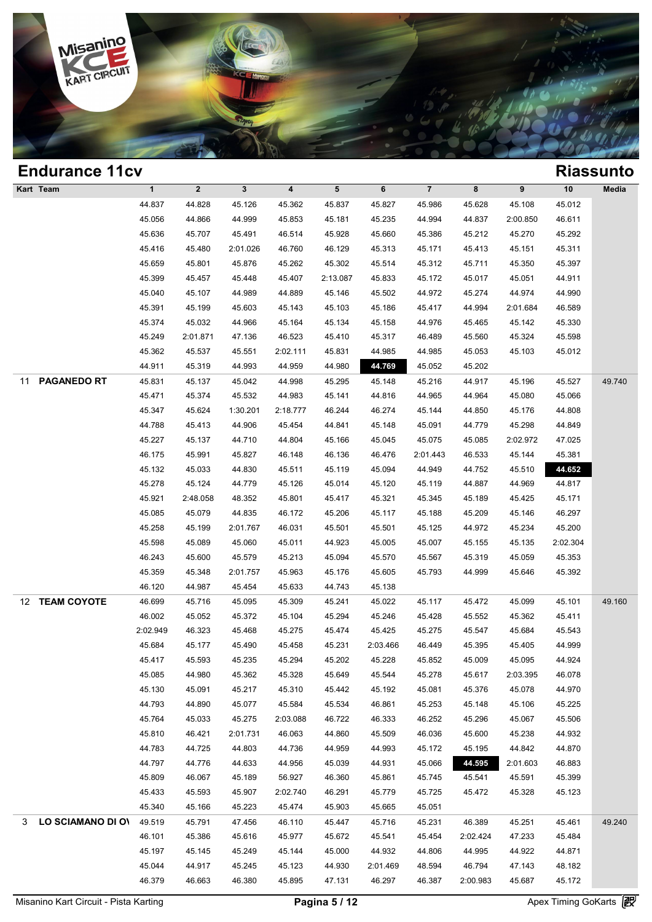## Endurance 11cv

## Riassunto

| Kart | Team | 1 | 2 | 3 | 4 | 5 | 6 | 7 | 8 | 9 | 10 | Media |
|---|---|---|---|---|---|---|---|---|---|---|---|---|
| | | 44.837 | 44.828 | 45.126 | 45.362 | 45.837 | 45.827 | 45.986 | 45.628 | 45.108 | 45.012 | |
| | | 45.056 | 44.866 | 44.999 | 45.853 | 45.181 | 45.235 | 44.994 | 44.837 | 2:00.850 | 46.611 | |
| | | 45.636 | 45.707 | 45.491 | 46.514 | 45.928 | 45.660 | 45.386 | 45.212 | 45.270 | 45.292 | |
| | | 45.416 | 45.480 | 2:01.026 | 46.760 | 46.129 | 45.313 | 45.171 | 45.413 | 45.151 | 45.311 | |
| | | 45.659 | 45.801 | 45.876 | 45.262 | 45.302 | 45.514 | 45.312 | 45.711 | 45.350 | 45.397 | |
| | | 45.399 | 45.457 | 45.448 | 45.407 | 2:13.087 | 45.833 | 45.172 | 45.017 | 45.051 | 44.911 | |
| | | 45.040 | 45.107 | 44.989 | 44.889 | 45.146 | 45.502 | 44.972 | 45.274 | 44.974 | 44.990 | |
| | | 45.391 | 45.199 | 45.603 | 45.143 | 45.103 | 45.186 | 45.417 | 44.994 | 2:01.684 | 46.589 | |
| | | 45.374 | 45.032 | 44.966 | 45.164 | 45.134 | 45.158 | 44.976 | 45.465 | 45.142 | 45.330 | |
| | | 45.249 | 2:01.871 | 47.136 | 46.523 | 45.410 | 45.317 | 46.489 | 45.560 | 45.324 | 45.598 | |
| | | 45.362 | 45.537 | 45.551 | 2:02.111 | 45.831 | 44.985 | 44.985 | 45.053 | 45.103 | 45.012 | |
| | | 44.911 | 45.319 | 44.993 | 44.959 | 44.980 | **44.769** | 45.052 | 45.202 | | | |
| 11 | **PAGANEDO RT** | 45.831 | 45.137 | 45.042 | 44.998 | 45.295 | 45.148 | 45.216 | 44.917 | 45.196 | 45.527 | 49.740 |
| | | 45.471 | 45.374 | 45.532 | 44.983 | 45.141 | 44.816 | 44.965 | 44.964 | 45.080 | 45.066 | |
| | | 45.347 | 45.624 | 1:30.201 | 2:18.777 | 46.244 | 46.274 | 45.144 | 44.850 | 45.176 | 44.808 | |
| | | 44.788 | 45.413 | 44.906 | 45.454 | 44.841 | 45.148 | 45.091 | 44.779 | 45.298 | 44.849 | |
| | | 45.227 | 45.137 | 44.710 | 44.804 | 45.166 | 45.045 | 45.075 | 45.085 | 2:02.972 | 47.025 | |
| | | 46.175 | 45.991 | 45.827 | 46.148 | 46.136 | 46.476 | 2:01.443 | 46.533 | 45.144 | 45.381 | |
| | | 45.132 | 45.033 | 44.830 | 45.511 | 45.119 | 45.094 | 44.949 | 44.752 | 45.510 | **44.652** | |
| | | 45.278 | 45.124 | 44.779 | 45.126 | 45.014 | 45.120 | 45.119 | 44.887 | 44.969 | 44.817 | |
| | | 45.921 | 2:48.058 | 48.352 | 45.801 | 45.417 | 45.321 | 45.345 | 45.189 | 45.425 | 45.171 | |
| | | 45.085 | 45.079 | 44.835 | 46.172 | 45.206 | 45.117 | 45.188 | 45.209 | 45.146 | 46.297 | |
| | | 45.258 | 45.199 | 2:01.767 | 46.031 | 45.501 | 45.501 | 45.125 | 44.972 | 45.234 | 45.200 | |
| | | 45.598 | 45.089 | 45.060 | 45.011 | 44.923 | 45.005 | 45.007 | 45.155 | 45.135 | 2:02.304 | |
| | | 46.243 | 45.600 | 45.579 | 45.213 | 45.094 | 45.570 | 45.567 | 45.319 | 45.059 | 45.353 | |
| | | 45.359 | 45.348 | 2:01.757 | 45.963 | 45.176 | 45.605 | 45.793 | 44.999 | 45.646 | 45.392 | |
| | | 46.120 | 44.987 | 45.454 | 45.633 | 44.743 | 45.138 | | | | | |
| 12 | **TEAM COYOTE** | 46.699 | 45.716 | 45.095 | 45.309 | 45.241 | 45.022 | 45.117 | 45.472 | 45.099 | 45.101 | 49.160 |
| | | 46.002 | 45.052 | 45.372 | 45.104 | 45.294 | 45.246 | 45.428 | 45.552 | 45.362 | 45.411 | |
| | | 2:02.949 | 46.323 | 45.468 | 45.275 | 45.474 | 45.425 | 45.275 | 45.547 | 45.684 | 45.543 | |
| | | 45.684 | 45.177 | 45.490 | 45.458 | 45.231 | 2:03.466 | 46.449 | 45.395 | 45.405 | 44.999 | |
| | | 45.417 | 45.593 | 45.235 | 45.294 | 45.202 | 45.228 | 45.852 | 45.009 | 45.095 | 44.924 | |
| | | 45.085 | 44.980 | 45.362 | 45.328 | 45.649 | 45.544 | 45.278 | 45.617 | 2:03.395 | 46.078 | |
| | | 45.130 | 45.091 | 45.217 | 45.310 | 45.442 | 45.192 | 45.081 | 45.376 | 45.078 | 44.970 | |
| | | 44.793 | 44.890 | 45.077 | 45.584 | 45.534 | 46.861 | 45.253 | 45.148 | 45.106 | 45.225 | |
| | | 45.764 | 45.033 | 45.275 | 2:03.088 | 46.722 | 46.333 | 46.252 | 45.296 | 45.067 | 45.506 | |
| | | 45.810 | 46.421 | 2:01.731 | 46.063 | 44.860 | 45.509 | 46.036 | 45.600 | 45.238 | 44.932 | |
| | | 44.783 | 44.725 | 44.803 | 44.736 | 44.959 | 44.993 | 45.172 | 45.195 | 44.842 | 44.870 | |
| | | 44.797 | 44.776 | 44.633 | 44.956 | 45.039 | 44.931 | 45.066 | **44.595** | 2:01.603 | 46.883 | |
| | | 45.809 | 46.067 | 45.189 | 56.927 | 46.360 | 45.861 | 45.745 | 45.541 | 45.591 | 45.399 | |
| | | 45.433 | 45.593 | 45.907 | 2:02.740 | 46.291 | 45.779 | 45.725 | 45.472 | 45.328 | 45.123 | |
| | | 45.340 | 45.166 | 45.223 | 45.474 | 45.903 | 45.665 | 45.051 | | | | |
| 3 | **LO SCIAMANO DI O\** | 49.519 | 45.791 | 47.456 | 46.110 | 45.447 | 45.716 | 45.231 | 46.389 | 45.251 | 45.461 | 49.240 |
| | | 46.101 | 45.386 | 45.616 | 45.977 | 45.672 | 45.541 | 45.454 | 2:02.424 | 47.233 | 45.484 | |
| | | 45.197 | 45.145 | 45.249 | 45.144 | 45.000 | 44.932 | 44.806 | 44.995 | 44.922 | 44.871 | |
| | | 45.044 | 44.917 | 45.245 | 45.123 | 44.930 | 2:01.469 | 48.594 | 46.794 | 47.143 | 48.182 | |
| | | 46.379 | 46.663 | 46.380 | 45.895 | 47.131 | 46.297 | 46.387 | 2:00.983 | 45.687 | 45.172 | |

Misanino Kart Circuit - Pista Karting

Apex Timing GoKarts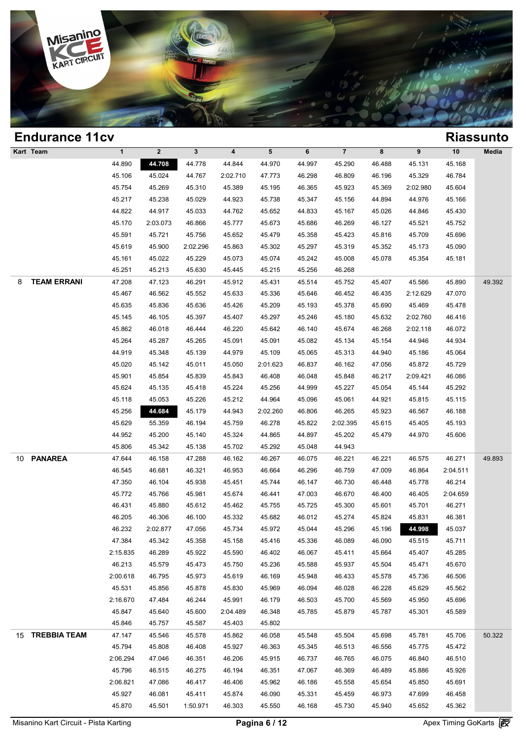## Endurance 11cv

## Riassunto

| Kart | Team | 1 | 2 | 3 | 4 | 5 | 6 | 7 | 8 | 9 | 10 | Media |
|---|---|---|---|---|---|---|---|---|---|---|---|---|
| | | 44.890 | **44.708** | 44.778 | 44.844 | 44.970 | 44.997 | 45.290 | 46.488 | 45.131 | 45.168 | |
| | | 45.106 | 45.024 | 44.767 | 2:02.710 | 47.773 | 46.298 | 46.809 | 46.196 | 45.329 | 46.784 | |
| | | 45.754 | 45.269 | 45.310 | 45.389 | 45.195 | 46.365 | 45.923 | 45.369 | 2:02.980 | 45.604 | |
| | | 45.217 | 45.238 | 45.029 | 44.923 | 45.738 | 45.347 | 45.156 | 44.894 | 44.976 | 45.166 | |
| | | 44.822 | 44.917 | 45.033 | 44.762 | 45.652 | 44.833 | 45.167 | 45.026 | 44.846 | 45.430 | |
| | | 45.170 | 2:03.073 | 46.866 | 45.777 | 45.673 | 45.686 | 46.269 | 46.127 | 45.521 | 45.752 | |
| | | 45.591 | 45.721 | 45.756 | 45.652 | 45.479 | 45.358 | 45.423 | 45.816 | 45.709 | 45.696 | |
| | | 45.619 | 45.900 | 2:02.296 | 45.863 | 45.302 | 45.297 | 45.319 | 45.352 | 45.173 | 45.090 | |
| | | 45.161 | 45.022 | 45.229 | 45.073 | 45.074 | 45.242 | 45.008 | 45.078 | 45.354 | 45.181 | |
| | | 45.251 | 45.213 | 45.630 | 45.445 | 45.215 | 45.256 | 46.268 | | | | |
| 8 | **TEAM ERRANI** | 47.208 | 47.123 | 46.291 | 45.912 | 45.431 | 45.514 | 45.752 | 45.407 | 45.586 | 45.890 | 49.392 |
| | | 45.467 | 46.562 | 45.552 | 45.633 | 45.336 | 45.646 | 46.452 | 46.435 | 2:12.629 | 47.070 | |
| | | 45.635 | 45.836 | 45.636 | 45.426 | 45.209 | 45.193 | 45.378 | 45.690 | 45.469 | 45.478 | |
| | | 45.145 | 46.105 | 45.397 | 45.407 | 45.297 | 45.246 | 45.180 | 45.632 | 2:02.760 | 46.416 | |
| | | 45.862 | 46.018 | 46.444 | 46.220 | 45.642 | 46.140 | 45.674 | 46.268 | 2:02.118 | 46.072 | |
| | | 45.264 | 45.287 | 45.265 | 45.091 | 45.091 | 45.082 | 45.134 | 45.154 | 44.946 | 44.934 | |
| | | 44.919 | 45.348 | 45.139 | 44.979 | 45.109 | 45.065 | 45.313 | 44.940 | 45.186 | 45.064 | |
| | | 45.020 | 45.142 | 45.011 | 45.050 | 2:01.623 | 46.837 | 46.162 | 47.056 | 45.872 | 45.729 | |
| | | 45.901 | 45.854 | 45.839 | 45.843 | 46.408 | 46.048 | 45.848 | 46.217 | 2:09.421 | 46.086 | |
| | | 45.624 | 45.135 | 45.418 | 45.224 | 45.256 | 44.999 | 45.227 | 45.054 | 45.144 | 45.292 | |
| | | 45.118 | 45.053 | 45.226 | 45.212 | 44.964 | 45.096 | 45.061 | 44.921 | 45.815 | 45.115 | |
| | | 45.256 | **44.684** | 45.179 | 44.943 | 2:02.260 | 46.806 | 46.265 | 45.923 | 46.567 | 46.188 | |
| | | 45.629 | 55.359 | 46.194 | 45.759 | 46.278 | 45.822 | 2:02.395 | 45.615 | 45.405 | 45.193 | |
| | | 44.952 | 45.200 | 45.140 | 45.324 | 44.865 | 44.897 | 45.202 | 45.479 | 44.970 | 45.606 | |
| | | 45.806 | 45.342 | 45.138 | 45.702 | 45.292 | 45.048 | 44.943 | | | | |
| 10 | **PANAREA** | 47.644 | 46.158 | 47.288 | 46.162 | 46.267 | 46.075 | 46.221 | 46.221 | 46.575 | 46.271 | 49.893 |
| | | 46.545 | 46.681 | 46.321 | 46.953 | 46.664 | 46.296 | 46.759 | 47.009 | 46.864 | 2:04.511 | |
| | | 47.350 | 46.104 | 45.938 | 45.451 | 45.744 | 46.147 | 46.730 | 46.448 | 45.778 | 46.214 | |
| | | 45.772 | 45.766 | 45.981 | 45.674 | 46.441 | 47.003 | 46.670 | 46.400 | 46.405 | 2:04.659 | |
| | | 46.431 | 45.880 | 45.612 | 45.462 | 45.755 | 45.725 | 45.300 | 45.601 | 45.701 | 46.271 | |
| | | 46.205 | 46.306 | 46.100 | 45.332 | 45.682 | 46.012 | 45.274 | 45.824 | 45.831 | 46.381 | |
| | | 46.232 | 2:02.877 | 47.056 | 45.734 | 45.972 | 45.044 | 45.296 | 45.196 | **44.998** | 45.037 | |
| | | 47.384 | 45.342 | 45.358 | 45.158 | 45.416 | 45.336 | 46.089 | 46.090 | 45.515 | 45.711 | |
| | | 2:15.835 | 46.289 | 45.922 | 45.590 | 46.402 | 46.067 | 45.411 | 45.664 | 45.407 | 45.285 | |
| | | 46.213 | 45.579 | 45.473 | 45.750 | 45.236 | 45.588 | 45.937 | 45.504 | 45.471 | 45.670 | |
| | | 2:00.618 | 46.795 | 45.973 | 45.619 | 46.169 | 45.948 | 46.433 | 45.578 | 45.736 | 46.506 | |
| | | 45.531 | 45.856 | 45.878 | 45.830 | 45.969 | 46.094 | 46.028 | 46.228 | 45.629 | 45.562 | |
| | | 2:16.670 | 47.484 | 46.244 | 45.991 | 46.179 | 46.503 | 45.700 | 45.569 | 45.950 | 45.696 | |
| | | 45.847 | 45.640 | 45.600 | 2:04.489 | 46.348 | 45.785 | 45.879 | 45.787 | 45.301 | 45.589 | |
| | | 45.846 | 45.757 | 45.587 | 45.403 | 45.802 | | | | | | |
| 15 | **TREBBIA TEAM** | 47.147 | 45.546 | 45.578 | 45.862 | 46.058 | 45.548 | 45.504 | 45.698 | 45.781 | 45.706 | 50.322 |
| | | 45.794 | 45.808 | 46.408 | 45.927 | 46.363 | 45.345 | 46.513 | 46.556 | 45.775 | 45.472 | |
| | | 2:06.294 | 47.046 | 46.351 | 46.206 | 45.915 | 46.737 | 46.765 | 46.075 | 46.840 | 46.510 | |
| | | 45.796 | 46.515 | 46.275 | 46.194 | 46.351 | 47.067 | 46.369 | 46.489 | 45.886 | 45.926 | |
| | | 2:06.821 | 47.086 | 46.417 | 46.406 | 45.962 | 46.186 | 45.558 | 45.654 | 45.850 | 45.691 | |
| | | 45.927 | 46.081 | 45.411 | 45.874 | 46.090 | 45.331 | 45.459 | 46.973 | 47.699 | 46.458 | |
| | | 45.870 | 45.501 | 1:50.971 | 46.303 | 45.550 | 46.168 | 45.730 | 45.940 | 45.652 | 45.362 | |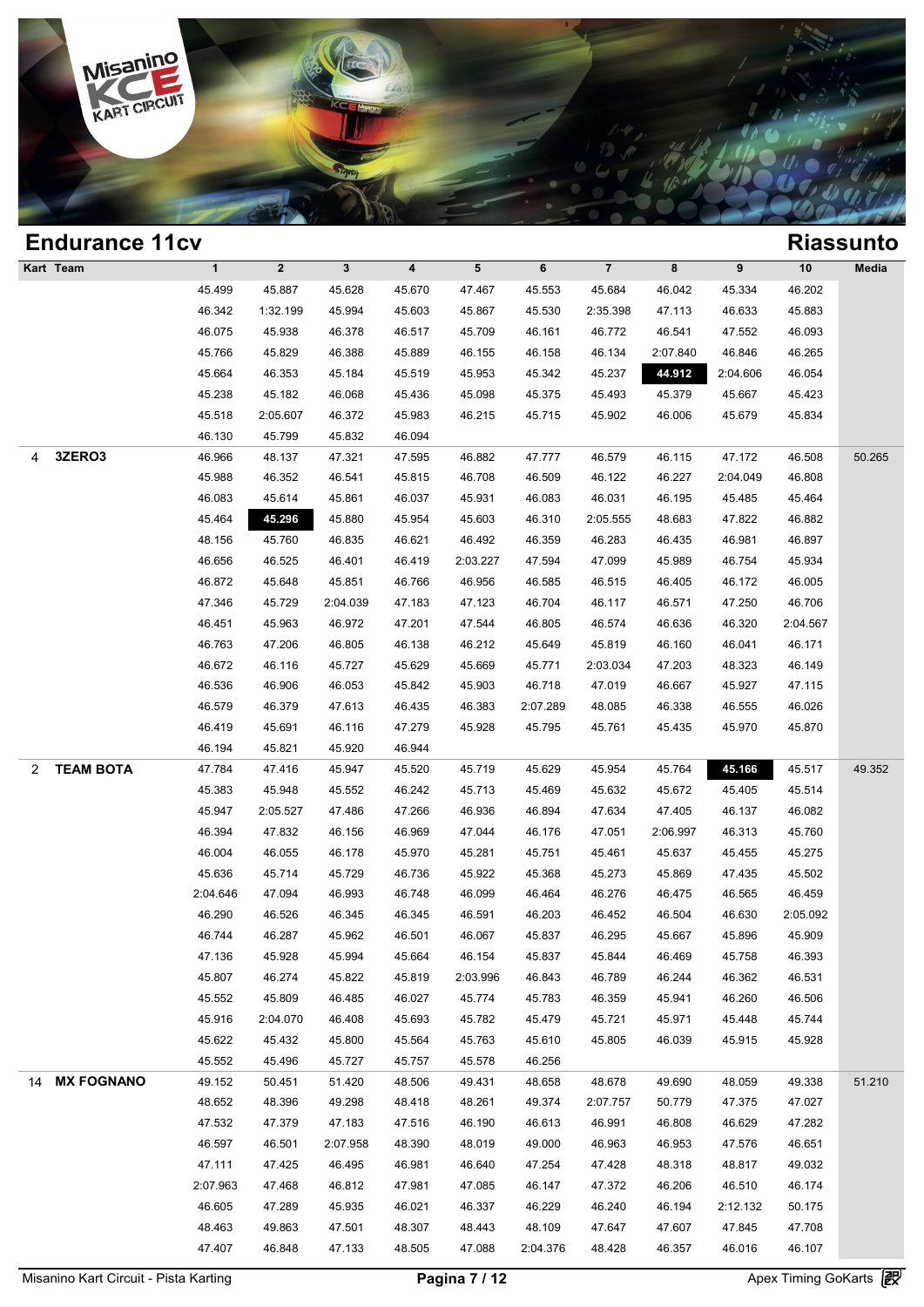## Endurance 11cv

## Riassunto

| Kart | Team | 1 | 2 | 3 | 4 | 5 | 6 | 7 | 8 | 9 | 10 | Media |
|---|---|---|---|---|---|---|---|---|---|---|---|---|
| | | 45.499 | 45.887 | 45.628 | 45.670 | 47.467 | 45.553 | 45.684 | 46.042 | 45.334 | 46.202 | |
| | | 46.342 | 1:32.199 | 45.994 | 45.603 | 45.867 | 45.530 | 2:35.398 | 47.113 | 46.633 | 45.883 | |
| | | 46.075 | 45.938 | 46.378 | 46.517 | 45.709 | 46.161 | 46.772 | 46.541 | 47.552 | 46.093 | |
| | | 45.766 | 45.829 | 46.388 | 45.889 | 46.155 | 46.158 | 46.134 | 2:07.840 | 46.846 | 46.265 | |
| | | 45.664 | 46.353 | 45.184 | 45.519 | 45.953 | 45.342 | 45.237 | **44.912** | 2:04.606 | 46.054 | |
| | | 45.238 | 45.182 | 46.068 | 45.436 | 45.098 | 45.375 | 45.493 | 45.379 | 45.667 | 45.423 | |
| | | 45.518 | 2:05.607 | 46.372 | 45.983 | 46.215 | 45.715 | 45.902 | 46.006 | 45.679 | 45.834 | |
| | | 46.130 | 45.799 | 45.832 | 46.094 | | | | | | | |
| 4 | **3ZERO3** | 46.966 | 48.137 | 47.321 | 47.595 | 46.882 | 47.777 | 46.579 | 46.115 | 47.172 | 46.508 | 50.265 |
| | | 45.988 | 46.352 | 46.541 | 45.815 | 46.708 | 46.509 | 46.122 | 46.227 | 2:04.049 | 46.808 | |
| | | 46.083 | 45.614 | 45.861 | 46.037 | 45.931 | 46.083 | 46.031 | 46.195 | 45.485 | 45.464 | |
| | | 45.464 | **45.296** | 45.880 | 45.954 | 45.603 | 46.310 | 2:05.555 | 48.683 | 47.822 | 46.882 | |
| | | 48.156 | 45.760 | 46.835 | 46.621 | 46.492 | 46.359 | 46.283 | 46.435 | 46.981 | 46.897 | |
| | | 46.656 | 46.525 | 46.401 | 46.419 | 2:03.227 | 47.594 | 47.099 | 45.989 | 46.754 | 45.934 | |
| | | 46.872 | 45.648 | 45.851 | 46.766 | 46.956 | 46.585 | 46.515 | 46.405 | 46.172 | 46.005 | |
| | | 47.346 | 45.729 | 2:04.039 | 47.183 | 47.123 | 46.704 | 46.117 | 46.571 | 47.250 | 46.706 | |
| | | 46.451 | 45.963 | 46.972 | 47.201 | 47.544 | 46.805 | 46.574 | 46.636 | 46.320 | 2:04.567 | |
| | | 46.763 | 47.206 | 46.805 | 46.138 | 46.212 | 45.649 | 45.819 | 46.160 | 46.041 | 46.171 | |
| | | 46.672 | 46.116 | 45.727 | 45.629 | 45.669 | 45.771 | 2:03.034 | 47.203 | 48.323 | 46.149 | |
| | | 46.536 | 46.906 | 46.053 | 45.842 | 45.903 | 46.718 | 47.019 | 46.667 | 45.927 | 47.115 | |
| | | 46.579 | 46.379 | 47.613 | 46.435 | 46.383 | 2:07.289 | 48.085 | 46.338 | 46.555 | 46.026 | |
| | | 46.419 | 45.691 | 46.116 | 47.279 | 45.928 | 45.795 | 45.761 | 45.435 | 45.970 | 45.870 | |
| | | 46.194 | 45.821 | 45.920 | 46.944 | | | | | | | |
| 2 | **TEAM BOTA** | 47.784 | 47.416 | 45.947 | 45.520 | 45.719 | 45.629 | 45.954 | 45.764 | **45.166** | 45.517 | 49.352 |
| | | 45.383 | 45.948 | 45.552 | 46.242 | 45.713 | 45.469 | 45.632 | 45.672 | 45.405 | 45.514 | |
| | | 45.947 | 2:05.527 | 47.486 | 47.266 | 46.936 | 46.894 | 47.634 | 47.405 | 46.137 | 46.082 | |
| | | 46.394 | 47.832 | 46.156 | 46.969 | 47.044 | 46.176 | 47.051 | 2:06.997 | 46.313 | 45.760 | |
| | | 46.004 | 46.055 | 46.178 | 45.970 | 45.281 | 45.751 | 45.461 | 45.637 | 45.455 | 45.275 | |
| | | 45.636 | 45.714 | 45.729 | 46.736 | 45.922 | 45.368 | 45.273 | 45.869 | 47.435 | 45.502 | |
| | | 2:04.646 | 47.094 | 46.993 | 46.748 | 46.099 | 46.464 | 46.276 | 46.475 | 46.565 | 46.459 | |
| | | 46.290 | 46.526 | 46.345 | 46.345 | 46.591 | 46.203 | 46.452 | 46.504 | 46.630 | 2:05.092 | |
| | | 46.744 | 46.287 | 45.962 | 46.501 | 46.067 | 45.837 | 46.295 | 45.667 | 45.896 | 45.909 | |
| | | 47.136 | 45.928 | 45.994 | 45.664 | 46.154 | 45.837 | 45.844 | 46.469 | 45.758 | 46.393 | |
| | | 45.807 | 46.274 | 45.822 | 45.819 | 2:03.996 | 46.843 | 46.789 | 46.244 | 46.362 | 46.531 | |
| | | 45.552 | 45.809 | 46.485 | 46.027 | 45.774 | 45.783 | 46.359 | 45.941 | 46.260 | 46.506 | |
| | | 45.916 | 2:04.070 | 46.408 | 45.693 | 45.782 | 45.479 | 45.721 | 45.971 | 45.448 | 45.744 | |
| | | 45.622 | 45.432 | 45.800 | 45.564 | 45.763 | 45.610 | 45.805 | 46.039 | 45.915 | 45.928 | |
| | | 45.552 | 45.496 | 45.727 | 45.757 | 45.578 | 46.256 | | | | | |
| 14 | **MX FOGNANO** | 49.152 | 50.451 | 51.420 | 48.506 | 49.431 | 48.658 | 48.678 | 49.690 | 48.059 | 49.338 | 51.210 |
| | | 48.652 | 48.396 | 49.298 | 48.418 | 48.261 | 49.374 | 2:07.757 | 50.779 | 47.375 | 47.027 | |
| | | 47.532 | 47.379 | 47.183 | 47.516 | 46.190 | 46.613 | 46.991 | 46.808 | 46.629 | 47.282 | |
| | | 46.597 | 46.501 | 2:07.958 | 48.390 | 48.019 | 49.000 | 46.963 | 46.953 | 47.576 | 46.651 | |
| | | 47.111 | 47.425 | 46.495 | 46.981 | 46.640 | 47.254 | 47.428 | 48.318 | 48.817 | 49.032 | |
| | | 2:07.963 | 47.468 | 46.812 | 47.981 | 47.085 | 46.147 | 47.372 | 46.206 | 46.510 | 46.174 | |
| | | 46.605 | 47.289 | 45.935 | 46.021 | 46.337 | 46.229 | 46.240 | 46.194 | 2:12.132 | 50.175 | |
| | | 48.463 | 49.863 | 47.501 | 48.307 | 48.443 | 48.109 | 47.647 | 47.607 | 47.845 | 47.708 | |
| | | 47.407 | 46.848 | 47.133 | 48.505 | 47.088 | 2:04.376 | 48.428 | 46.357 | 46.016 | 46.107 | |

Misanino Kart Circuit - Pista Karting    Apex Timing GoKarts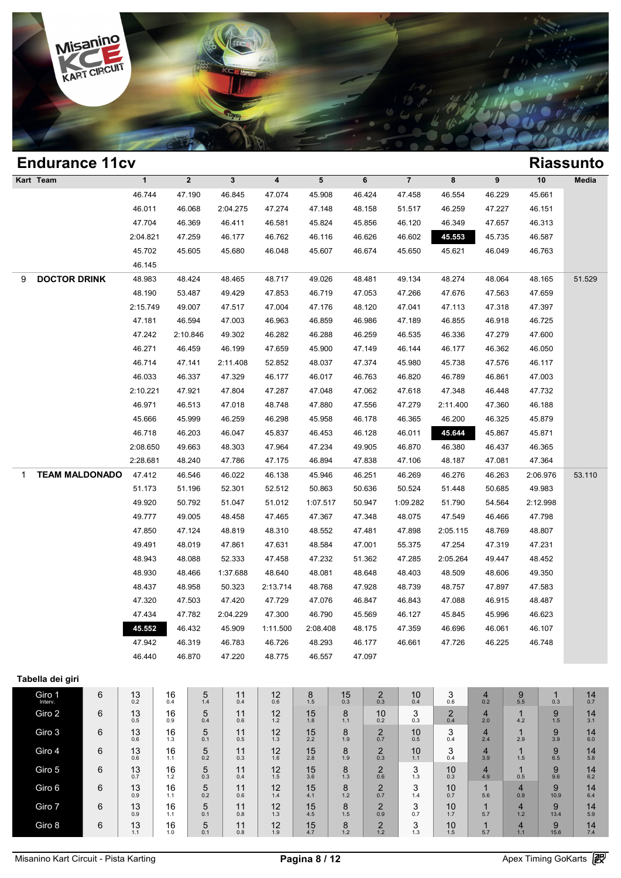## Endurance 11cv

## Riassunto

| Kart | Team | 1 | 2 | 3 | 4 | 5 | 6 | 7 | 8 | 9 | 10 | Media |
|---|---|---|---|---|---|---|---|---|---|---|---|---|
| | | 46.744 | 47.190 | 46.845 | 47.074 | 45.908 | 46.424 | 47.458 | 46.554 | 46.229 | 45.661 | |
| | | 46.011 | 46.068 | 2:04.275 | 47.274 | 47.148 | 48.158 | 51.517 | 46.259 | 47.227 | 46.151 | |
| | | 47.704 | 46.369 | 46.411 | 46.581 | 45.824 | 45.856 | 46.120 | 46.349 | 47.657 | 46.313 | |
| | | 2:04.821 | 47.259 | 46.177 | 46.762 | 46.116 | 46.626 | 46.602 | **45.553** | 45.735 | 46.587 | |
| | | 45.702 | 45.605 | 45.680 | 46.048 | 45.607 | 46.674 | 45.650 | 45.621 | 46.049 | 46.763 | |
| | | 46.145 | | | | | | | | | | |
| 9 | **DOCTOR DRINK** | 48.983 | 48.424 | 48.465 | 48.717 | 49.026 | 48.481 | 49.134 | 48.274 | 48.064 | 48.165 | 51.529 |
| | | 48.190 | 53.487 | 49.429 | 47.853 | 46.719 | 47.053 | 47.266 | 47.676 | 47.563 | 47.659 | |
| | | 2:15.749 | 49.007 | 47.517 | 47.004 | 47.176 | 48.120 | 47.041 | 47.113 | 47.318 | 47.397 | |
| | | 47.181 | 46.594 | 47.003 | 46.963 | 46.859 | 46.986 | 47.189 | 46.855 | 46.918 | 46.725 | |
| | | 47.242 | 2:10.846 | 49.302 | 46.282 | 46.288 | 46.259 | 46.535 | 46.336 | 47.279 | 47.600 | |
| | | 46.271 | 46.459 | 46.199 | 47.659 | 45.900 | 47.149 | 46.144 | 46.177 | 46.362 | 46.050 | |
| | | 46.714 | 47.141 | 2:11.408 | 52.852 | 48.037 | 47.374 | 45.980 | 45.738 | 47.576 | 46.117 | |
| | | 46.033 | 46.337 | 47.329 | 46.177 | 46.017 | 46.763 | 46.820 | 46.789 | 46.861 | 47.003 | |
| | | 2:10.221 | 47.921 | 47.804 | 47.287 | 47.048 | 47.062 | 47.618 | 47.348 | 46.448 | 47.732 | |
| | | 46.971 | 46.513 | 47.018 | 48.748 | 47.880 | 47.556 | 47.279 | 2:11.400 | 47.360 | 46.188 | |
| | | 45.666 | 45.999 | 46.259 | 46.298 | 45.958 | 46.178 | 46.365 | 46.200 | 46.325 | 45.879 | |
| | | 46.718 | 46.203 | 46.047 | 45.837 | 46.453 | 46.128 | 46.011 | **45.644** | 45.867 | 45.871 | |
| | | 2:08.650 | 49.663 | 48.303 | 47.964 | 47.234 | 49.905 | 46.870 | 46.380 | 46.437 | 46.365 | |
| | | 2:28.681 | 48.240 | 47.786 | 47.175 | 46.894 | 47.838 | 47.106 | 48.187 | 47.081 | 47.364 | |
| 1 | **TEAM MALDONADO** | 47.412 | 46.546 | 46.022 | 46.138 | 45.946 | 46.251 | 46.269 | 46.276 | 46.263 | 2:06.976 | 53.110 |
| | | 51.173 | 51.196 | 52.301 | 52.512 | 50.863 | 50.636 | 50.524 | 51.448 | 50.685 | 49.983 | |
| | | 49.920 | 50.792 | 51.047 | 51.012 | 1:07.517 | 50.947 | 1:09.282 | 51.790 | 54.564 | 2:12.998 | |
| | | 49.777 | 49.005 | 48.458 | 47.465 | 47.367 | 47.348 | 48.075 | 47.549 | 46.466 | 47.798 | |
| | | 47.850 | 47.124 | 48.819 | 48.310 | 48.552 | 47.481 | 47.898 | 2:05.115 | 48.769 | 48.807 | |
| | | 49.491 | 48.019 | 47.861 | 47.631 | 48.584 | 47.001 | 55.375 | 47.254 | 47.319 | 47.231 | |
| | | 48.943 | 48.088 | 52.333 | 47.458 | 47.232 | 51.362 | 47.285 | 2:05.264 | 49.447 | 48.452 | |
| | | 48.930 | 48.466 | 1:37.688 | 48.640 | 48.081 | 48.648 | 48.403 | 48.509 | 48.606 | 49.350 | |
| | | 48.437 | 48.958 | 50.323 | 2:13.714 | 48.768 | 47.928 | 48.739 | 48.757 | 47.897 | 47.583 | |
| | | 47.320 | 47.503 | 47.420 | 47.729 | 47.076 | 46.847 | 46.843 | 47.088 | 46.915 | 48.487 | |
| | | 47.434 | 47.782 | 2:04.229 | 47.300 | 46.790 | 45.569 | 46.127 | 45.845 | 45.996 | 46.623 | |
| | | **45.552** | 46.432 | 45.909 | 1:11.500 | 2:08.408 | 48.175 | 47.359 | 46.696 | 46.061 | 46.107 | |
| | | 47.942 | 46.319 | 46.783 | 46.726 | 48.293 | 46.177 | 46.661 | 47.726 | 46.225 | 46.748 | |
| | | 46.440 | 46.870 | 47.220 | 48.775 | 46.557 | 47.097 | | | | | |

### Tabella dei giri

| Giro | | | | | | | | | | | | | | | | |
|---|---|---|---|---|---|---|---|---|---|---|---|---|---|---|---|---|
| Giro 1 Interv. | 6 | 13 0.2 | 16 0.4 | 5 1.4 | 11 0.4 | 12 0.6 | 8 1.5 | 15 0.3 | 2 0.3 | 10 0.4 | 3 0.6 | 4 0.2 | 9 5.5 | 1 0.3 | 14 0.7 |
| Giro 2 | 6 | 13 0.5 | 16 0.9 | 5 0.4 | 11 0.6 | 12 1.2 | 15 1.8 | 8 1.1 | 10 0.2 | 3 0.3 | 2 0.4 | 4 2.0 | 1 4.2 | 9 1.5 | 14 3.1 |
| Giro 3 | 6 | 13 0.6 | 16 1.3 | 5 0.1 | 11 0.5 | 12 1.3 | 15 2.2 | 8 1.9 | 2 0.7 | 10 0.5 | 3 0.4 | 4 2.4 | 1 2.9 | 9 3.9 | 14 6.0 |
| Giro 4 | 6 | 13 0.6 | 16 1.1 | 5 0.2 | 11 0.3 | 12 1.6 | 15 2.8 | 8 1.9 | 2 0.3 | 10 1.1 | 3 0.4 | 4 3.9 | 1 1.5 | 9 6.5 | 14 5.8 |
| Giro 5 | 6 | 13 0.7 | 16 1.2 | 5 0.3 | 11 0.4 | 12 1.5 | 15 3.6 | 8 1.3 | 2 0.6 | 3 1.3 | 10 0.3 | 4 4.9 | 1 0.5 | 9 9.6 | 14 6.2 |
| Giro 6 | 6 | 13 0.9 | 16 1.1 | 5 0.2 | 11 0.6 | 12 1.4 | 15 4.1 | 8 1.2 | 2 0.7 | 3 1.4 | 10 0.7 | 1 5.6 | 4 0.9 | 9 10.9 | 14 6.4 |
| Giro 7 | 6 | 13 0.9 | 16 1.1 | 5 0.1 | 11 0.8 | 12 1.3 | 15 4.5 | 8 1.5 | 2 0.9 | 3 0.7 | 10 1.7 | 1 5.7 | 4 1.2 | 9 13.4 | 14 5.9 |
| Giro 8 | 6 | 13 1.1 | 16 1.0 | 5 0.1 | 11 0.8 | 12 1.9 | 15 4.7 | 8 1.2 | 2 1.2 | 3 1.3 | 10 1.5 | 1 5.7 | 4 1.1 | 9 15.6 | 14 7.4 |

Misanino Kart Circuit - Pista Karting

Apex Timing GoKarts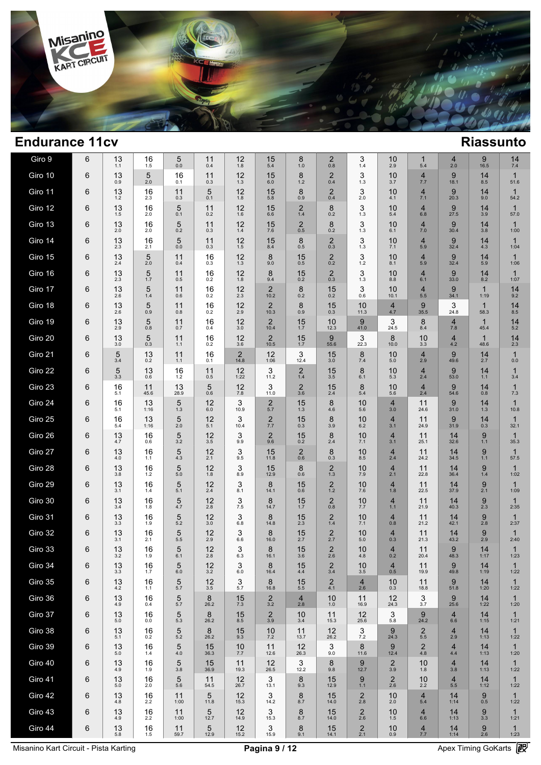## Endurance 11cv

## Riassunto

| Giro | | | | | | | | | | | | | | | | |
|---|---|---|---|---|---|---|---|---|---|---|---|---|---|---|---|---|
| Giro 9 | 6 | 13 1.1 | 16 1.5 | 5 0.0 | 11 0.4 | 12 1.8 | 15 5.4 | 8 1.0 | 2 0.8 | 3 1.4 | 10 2.9 | 1 5.4 | 4 2.0 | 9 16.5 | 14 7.4 |
| Giro 10 | 6 | 13 0.9 | 5 2.0 | 16 0.1 | 11 0.3 | 12 1.3 | 15 6.0 | 8 1.2 | 2 0.4 | 3 1.3 | 10 3.7 | 4 7.7 | 9 18.1 | 14 8.5 | 1 51.6 |
| Giro 11 | 6 | 13 1.2 | 16 2.3 | 11 0.3 | 5 0.1 | 12 1.8 | 15 5.8 | 8 0.9 | 2 0.4 | 3 2.0 | 10 4.1 | 4 7.1 | 9 20.3 | 14 9.0 | 1 54.2 |
| Giro 12 | 6 | 13 1.5 | 16 2.0 | 5 0.1 | 11 0.2 | 12 1.6 | 15 6.6 | 2 1.4 | 8 0.2 | 3 1.3 | 10 5.4 | 4 6.8 | 9 27.5 | 14 3.9 | 1 57.0 |
| Giro 13 | 6 | 13 2.0 | 16 2.0 | 5 0.2 | 11 0.3 | 12 1.4 | 15 7.6 | 2 0.5 | 8 0.2 | 3 1.3 | 10 6.1 | 4 7.0 | 9 30.4 | 14 3.8 | 1 1:00 |
| Giro 14 | 6 | 13 2.3 | 16 2.1 | 5 0.0 | 11 0.3 | 12 1.5 | 15 8.4 | 8 0.5 | 2 0.3 | 3 1.3 | 10 7.1 | 4 5.9 | 9 32.4 | 14 4.3 | 1 1:04 |
| Giro 15 | 6 | 13 2.4 | 5 2.0 | 11 0.4 | 16 0.3 | 12 1.3 | 8 9.0 | 15 0.5 | 2 0.2 | 3 1.2 | 10 8.1 | 4 5.9 | 9 32.4 | 14 5.9 | 1 1:06 |
| Giro 16 | 6 | 13 2.3 | 5 1.7 | 11 0.5 | 16 0.2 | 12 1.8 | 8 9.4 | 15 0.2 | 2 0.3 | 3 1.3 | 10 8.8 | 4 6.1 | 9 33.0 | 14 8.2 | 1 1:07 |
| Giro 17 | 6 | 13 2.6 | 5 1.4 | 11 0.6 | 16 0.2 | 12 2.3 | 2 10.2 | 8 0.2 | 15 0.2 | 3 0.6 | 10 10.1 | 4 5.5 | 9 34.1 | 1 1:19 | 14 9.2 |
| Giro 18 | 6 | 13 2.6 | 5 0.9 | 11 0.8 | 16 0.2 | 12 2.9 | 2 10.3 | 8 0.9 | 15 0.3 | 10 11.3 | 4 4.7 | 9 35.5 | 3 24.8 | 1 58.3 | 14 8.5 |
| Giro 19 | 6 | 13 2.9 | 5 0.8 | 11 0.7 | 16 0.4 | 12 3.0 | 2 10.4 | 15 1.7 | 10 12.3 | 9 41.0 | 3 24.5 | 8 8.4 | 4 7.8 | 1 45.4 | 14 5.2 |
| Giro 20 | 6 | 13 3.0 | 5 0.3 | 11 1.1 | 16 0.2 | 12 3.6 | 2 10.5 | 15 1.7 | 9 55.6 | 3 22.3 | 8 10.0 | 10 3.3 | 4 4.2 | 1 48.6 | 14 2.3 |
| Giro 21 | 6 | 5 3.4 | 13 0.2 | 11 1.1 | 16 0.1 | 2 14.8 | 12 1:06 | 3 12.4 | 15 3.0 | 8 7.4 | 10 5.0 | 4 2.9 | 9 49.6 | 14 2.7 | 1 0.0 |
| Giro 22 | 6 | 5 3.3 | 13 0.6 | 16 1.2 | 11 0.5 | 12 1:22 | 3 11.2 | 2 1.4 | 15 3.5 | 8 6.1 | 10 5.3 | 4 2.4 | 9 53.0 | 14 1.1 | 1 3.4 |
| Giro 23 | 6 | 16 5.1 | 11 45.6 | 13 28.9 | 5 0.6 | 12 7.8 | 3 11.0 | 2 3.6 | 15 2.4 | 8 5.4 | 10 5.6 | 4 2.4 | 9 54.6 | 14 0.8 | 1 7.3 |
| Giro 24 | 6 | 16 5.1 | 13 1:16 | 5 1.3 | 12 6.0 | 3 10.9 | 2 5.7 | 15 1.3 | 8 4.6 | 10 5.6 | 4 3.0 | 11 24.6 | 9 31.0 | 14 1.3 | 1 10.8 |
| Giro 25 | 6 | 16 5.4 | 13 1:16 | 5 2.0 | 12 5.1 | 3 10.4 | 2 7.7 | 15 0.3 | 8 3.9 | 10 6.2 | 4 3.1 | 11 24.9 | 9 31.9 | 14 0.3 | 1 32.1 |
| Giro 26 | 6 | 13 4.7 | 16 0.6 | 5 3.2 | 12 3.5 | 3 9.9 | 2 9.6 | 15 0.2 | 8 2.4 | 10 7.1 | 4 3.1 | 11 25.1 | 14 32.6 | 9 1.1 | 1 35.3 |
| Giro 27 | 6 | 13 4.0 | 16 1.1 | 5 4.3 | 12 2.1 | 3 9.5 | 15 11.8 | 2 0.6 | 8 0.3 | 10 8.5 | 4 2.4 | 11 24.2 | 14 34.5 | 9 1.1 | 1 57.5 |
| Giro 28 | 6 | 13 3.8 | 16 1.2 | 5 5.0 | 12 1.8 | 3 8.9 | 15 12.9 | 8 0.6 | 2 1.3 | 10 7.9 | 4 2.1 | 11 22.8 | 14 36.4 | 9 1.4 | 1 1:02 |
| Giro 29 | 6 | 13 3.1 | 16 1.4 | 5 5.1 | 12 2.4 | 3 8.1 | 8 14.1 | 15 0.6 | 2 1.2 | 10 7.6 | 4 1.8 | 11 22.5 | 14 37.9 | 9 2.1 | 1 1:09 |
| Giro 30 | 6 | 13 3.4 | 16 1.8 | 5 4.7 | 12 2.8 | 3 7.5 | 8 14.7 | 15 1.7 | 2 0.8 | 10 7.7 | 4 1.1 | 11 21.9 | 14 40.3 | 9 2.3 | 1 2:35 |
| Giro 31 | 6 | 13 3.3 | 16 1.9 | 5 5.2 | 12 3.0 | 3 6.8 | 8 14.8 | 15 2.3 | 2 1.4 | 10 7.1 | 4 0.8 | 11 21.2 | 14 42.1 | 9 2.8 | 1 2:37 |
| Giro 32 | 6 | 13 3.1 | 16 2.1 | 5 5.5 | 12 2.9 | 3 6.6 | 8 16.0 | 15 2.7 | 2 2.7 | 10 5.0 | 4 0.3 | 11 21.3 | 14 43.2 | 9 2.9 | 1 2:40 |
| Giro 33 | 6 | 13 3.2 | 16 1.9 | 5 6.1 | 12 2.8 | 3 6.3 | 8 16.1 | 15 3.6 | 2 2.6 | 10 4.8 | 4 0.2 | 11 20.4 | 9 48.3 | 14 1:17 | 1 1:23 |
| Giro 34 | 6 | 13 3.3 | 16 1.7 | 5 6.0 | 12 3.2 | 3 6.0 | 8 16.4 | 15 4.4 | 2 3.4 | 10 3.5 | 4 0.5 | 11 19.9 | 9 49.8 | 14 1:19 | 1 1:22 |
| Giro 35 | 6 | 13 4.2 | 16 1.1 | 5 5.7 | 12 3.5 | 3 5.7 | 8 16.8 | 15 5.5 | 2 4.1 | 4 2.6 | 10 0.3 | 11 18.8 | 9 51.8 | 14 1:20 | 1 1:22 |
| Giro 36 | 6 | 13 4.9 | 16 0.4 | 5 5.7 | 8 26.2 | 15 7.3 | 2 3.2 | 4 2.8 | 10 1.0 | 11 16.9 | 12 24.3 | 3 3.7 | 9 25.6 | 14 1:22 | 1 1:20 |
| Giro 37 | 6 | 13 5.0 | 16 0.0 | 5 5.3 | 8 26.2 | 15 8.5 | 2 3.9 | 10 3.4 | 11 15.3 | 12 25.6 | 3 5.8 | 9 24.2 | 4 6.6 | 14 1:15 | 1 1:21 |
| Giro 38 | 6 | 13 5.1 | 16 0.2 | 5 5.2 | 8 26.2 | 15 9.3 | 10 7.2 | 11 13.7 | 12 26.2 | 3 7.2 | 9 24.3 | 2 5.5 | 4 2.9 | 14 1:13 | 1 1:22 |
| Giro 39 | 6 | 13 5.0 | 16 1.4 | 5 4.0 | 15 36.3 | 10 7.7 | 11 12.6 | 12 26.3 | 3 9.0 | 8 11.6 | 9 12.4 | 2 4.8 | 4 4.4 | 14 1:13 | 1 1:20 |
| Giro 40 | 6 | 13 4.9 | 16 1.9 | 5 3.8 | 15 36.9 | 11 19.3 | 12 26.5 | 3 12.2 | 8 9.8 | 9 12.7 | 2 3.9 | 10 1.8 | 4 3.8 | 14 1:13 | 1 1:22 |
| Giro 41 | 6 | 13 5.0 | 16 2.0 | 5 5.6 | 11 54.5 | 12 26.7 | 3 13.1 | 8 9.3 | 15 12.9 | 9 1.1 | 2 2.6 | 10 2.2 | 4 5.5 | 14 1:12 | 1 1:22 |
| Giro 42 | 6 | 13 4.8 | 16 2.2 | 11 1:00 | 5 11.8 | 12 15.3 | 3 14.2 | 8 8.7 | 15 14.0 | 2 2.8 | 10 2.0 | 4 5.4 | 14 1:14 | 9 0.5 | 1 1:22 |
| Giro 43 | 6 | 13 4.9 | 16 2.2 | 11 1:00 | 5 12.7 | 12 14.9 | 3 15.3 | 8 8.7 | 15 14.0 | 2 2.6 | 10 1.5 | 4 6.6 | 14 1:13 | 9 3.3 | 1 1:21 |
| Giro 44 | 6 | 13 5.8 | 16 1.5 | 11 59.7 | 5 12.9 | 12 15.2 | 3 15.9 | 8 9.1 | 15 14.1 | 2 2.1 | 10 0.9 | 4 7.7 | 14 1:14 | 9 2.6 | 1 1:23 |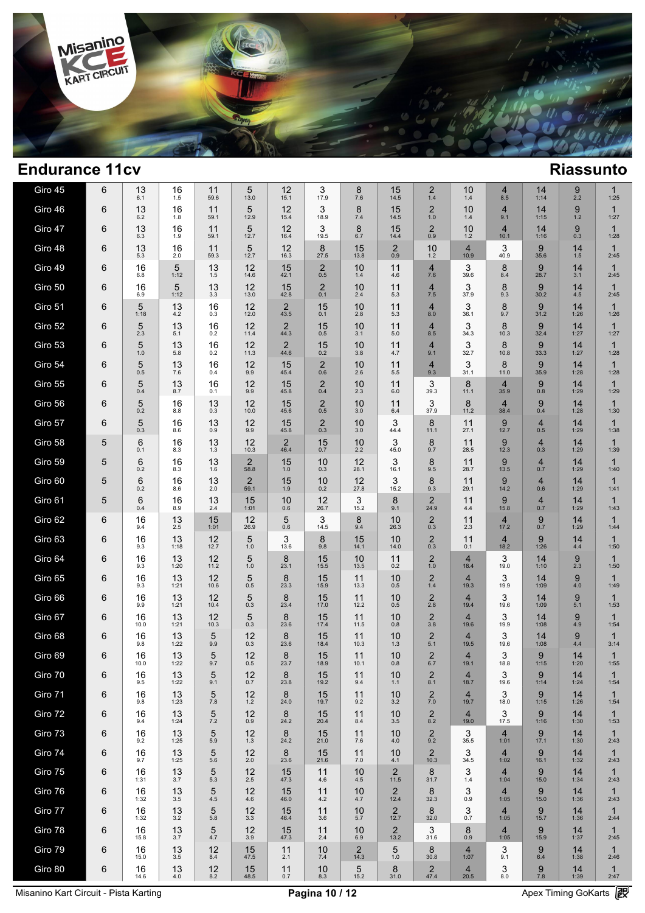# Endurance 11cv

## Riassunto

| Giro | | | | | | | | | | | | | | | |
|---|---|---|---|---|---|---|---|---|---|---|---|---|---|---|---|
| Giro 45 | 6 | 13 6.1 | 16 1.5 | 11 59.6 | 5 13.0 | 12 15.1 | 3 17.9 | 8 7.6 | 15 14.5 | 2 1.4 | 10 1.4 | 4 8.5 | 14 1:14 | 9 2.2 | 1 1:25 |
| Giro 46 | 6 | 13 6.2 | 16 1.8 | 11 59.1 | 5 12.9 | 12 15.4 | 3 18.9 | 8 7.4 | 15 14.5 | 2 1.0 | 10 1.4 | 4 9.1 | 14 1:15 | 9 1.2 | 1 1:27 |
| Giro 47 | 6 | 13 6.3 | 16 1.9 | 11 59.1 | 5 12.7 | 12 16.4 | 3 19.5 | 8 6.7 | 15 14.4 | 2 0.9 | 10 1.2 | 4 10.1 | 14 1:16 | 9 0.3 | 1 1:28 |
| Giro 48 | 6 | 13 5.3 | 16 2.0 | 11 59.3 | 5 12.7 | 12 16.3 | 8 27.5 | 15 13.8 | 2 0.9 | 10 1.2 | 4 10.9 | 3 40.9 | 9 35.6 | 14 1.5 | 1 2:45 |
| Giro 49 | 6 | 16 6.8 | 5 1:12 | 13 1.5 | 12 14.6 | 15 42.1 | 2 0.5 | 10 1.4 | 11 4.6 | 4 7.6 | 3 39.6 | 8 8.4 | 9 28.7 | 14 3.1 | 1 2:45 |
| Giro 50 | 6 | 16 6.9 | 5 1:12 | 13 3.3 | 12 13.0 | 15 42.8 | 2 0.1 | 10 2.4 | 11 5.3 | 4 7.5 | 3 37.9 | 8 9.3 | 9 30.2 | 14 4.5 | 1 2:45 |
| Giro 51 | 6 | 5 1:18 | 13 4.2 | 16 0.3 | 12 12.0 | 2 43.5 | 15 0.1 | 10 2.8 | 11 5.3 | 4 8.0 | 3 36.1 | 8 9.7 | 9 31.2 | 14 1:26 | 1 1:26 |
| Giro 52 | 6 | 5 2.3 | 13 5.1 | 16 0.2 | 12 11.4 | 2 44.3 | 15 0.5 | 10 3.1 | 11 5.0 | 4 8.5 | 3 34.3 | 8 10.3 | 9 32.4 | 14 1:27 | 1 1:27 |
| Giro 53 | 6 | 5 1.0 | 13 5.8 | 16 0.2 | 12 11.3 | 2 44.6 | 15 0.2 | 10 3.8 | 11 4.7 | 4 9.1 | 3 32.7 | 8 10.8 | 9 33.3 | 14 1:27 | 1 1:28 |
| Giro 54 | 6 | 5 0.5 | 13 7.6 | 16 0.4 | 12 9.9 | 15 45.4 | 2 0.6 | 10 2.6 | 11 5.5 | 4 9.3 | 3 31.1 | 8 11.0 | 9 35.9 | 14 1:28 | 1 1:28 |
| Giro 55 | 6 | 5 0.4 | 13 8.7 | 16 0.1 | 12 9.9 | 15 45.8 | 2 0.4 | 10 2.3 | 11 6.0 | 3 39.3 | 8 11.1 | 4 35.9 | 9 0.8 | 14 1:29 | 1 1:29 |
| Giro 56 | 6 | 5 0.2 | 16 8.8 | 13 0.3 | 12 10.0 | 15 45.6 | 2 0.5 | 10 3.0 | 11 6.4 | 3 37.9 | 8 11.2 | 4 38.4 | 9 0.4 | 14 1:28 | 1 1:30 |
| Giro 57 | 6 | 5 0.3 | 16 8.6 | 13 0.9 | 12 9.9 | 15 45.8 | 2 0.3 | 10 3.0 | 3 44.4 | 8 11.1 | 11 27.1 | 9 12.7 | 4 0.5 | 14 1:29 | 1 1:38 |
| Giro 58 | 5 | 6 0.1 | 16 8.3 | 13 1.3 | 12 10.3 | 2 46.4 | 15 0.7 | 10 2.2 | 3 45.0 | 8 9.7 | 11 28.5 | 9 12.3 | 4 0.3 | 14 1:29 | 1 1:39 |
| Giro 59 | 5 | 6 0.2 | 16 8.3 | 13 1.6 | 2 58.8 | 15 1.0 | 10 0.3 | 12 28.1 | 3 16.1 | 8 9.5 | 11 28.7 | 9 13.5 | 4 0.7 | 14 1:29 | 1 1:40 |
| Giro 60 | 5 | 6 0.2 | 16 8.6 | 13 2.0 | 2 59.1 | 15 1.9 | 10 0.2 | 12 27.8 | 3 15.2 | 8 9.3 | 11 29.1 | 9 14.2 | 4 0.6 | 14 1:29 | 1 1:41 |
| Giro 61 | 5 | 6 0.4 | 16 8.9 | 13 2.4 | 15 1:01 | 10 0.6 | 12 26.7 | 3 15.2 | 8 9.1 | 2 24.9 | 11 4.4 | 9 15.8 | 4 0.7 | 14 1:29 | 1 1:43 |
| Giro 62 | 6 | 16 9.4 | 13 2.5 | 15 1:01 | 12 26.9 | 5 0.6 | 3 14.5 | 8 9.4 | 10 26.3 | 2 0.3 | 11 2.3 | 4 17.2 | 9 0.7 | 14 1:29 | 1 1:44 |
| Giro 63 | 6 | 16 9.3 | 13 1:18 | 12 12.7 | 5 1.0 | 3 13.6 | 8 9.8 | 15 14.1 | 10 14.0 | 2 0.3 | 11 0.1 | 4 18.2 | 9 1:26 | 14 4.4 | 1 1:50 |
| Giro 64 | 6 | 16 9.3 | 13 1:20 | 12 11.2 | 5 1.0 | 8 23.1 | 15 15.5 | 10 13.5 | 11 0.2 | 2 1.0 | 4 18.4 | 3 19.0 | 14 1:10 | 9 2.3 | 1 1:50 |
| Giro 65 | 6 | 16 9.3 | 13 1:21 | 12 10.6 | 5 0.5 | 8 23.3 | 15 15.9 | 11 13.3 | 10 0.5 | 2 1.4 | 4 19.3 | 3 19.9 | 14 1:09 | 9 4.0 | 1 1:49 |
| Giro 66 | 6 | 16 9.9 | 13 1:21 | 12 10.4 | 5 0.3 | 8 23.4 | 15 17.0 | 11 12.2 | 10 0.5 | 2 2.8 | 4 19.4 | 3 19.6 | 14 1:09 | 9 5.1 | 1 1:53 |
| Giro 67 | 6 | 16 10.0 | 13 1:21 | 12 10.3 | 5 0.3 | 8 23.6 | 15 17.4 | 11 11.5 | 10 0.8 | 2 3.8 | 4 19.6 | 3 19.9 | 14 1:08 | 9 4.9 | 1 1:54 |
| Giro 68 | 6 | 16 9.8 | 13 1:22 | 5 9.9 | 12 0.3 | 8 23.6 | 15 18.4 | 11 10.3 | 10 1.3 | 2 5.1 | 4 19.5 | 3 19.6 | 14 1:08 | 9 4.4 | 1 3:14 |
| Giro 69 | 6 | 16 10.0 | 13 1:22 | 5 9.7 | 12 0.5 | 8 23.7 | 15 18.9 | 11 10.1 | 10 0.8 | 2 6.7 | 4 19.1 | 3 18.8 | 9 1:15 | 14 1:20 | 1 1:55 |
| Giro 70 | 6 | 16 9.5 | 13 1:22 | 5 9.1 | 12 0.7 | 8 23.8 | 15 19.2 | 11 9.4 | 10 1.1 | 2 8.1 | 4 18.7 | 3 19.6 | 9 1:14 | 14 1:24 | 1 1:54 |
| Giro 71 | 6 | 16 9.8 | 13 1:23 | 5 7.8 | 12 1.2 | 8 24.0 | 15 19.7 | 11 9.2 | 10 3.2 | 2 7.0 | 4 19.7 | 3 18.0 | 9 1:15 | 14 1:26 | 1 1:54 |
| Giro 72 | 6 | 16 9.4 | 13 1:24 | 5 7.2 | 12 0.9 | 8 24.2 | 15 20.4 | 11 8.4 | 10 3.5 | 2 8.2 | 4 19.0 | 3 17.5 | 9 1:16 | 14 1:30 | 1 1:53 |
| Giro 73 | 6 | 16 9.2 | 13 1:25 | 5 5.9 | 12 1.3 | 8 24.2 | 15 21.0 | 11 7.6 | 10 4.0 | 2 9.2 | 3 35.5 | 4 1:01 | 9 17.1 | 14 1:30 | 1 2:43 |
| Giro 74 | 6 | 16 9.7 | 13 1:25 | 5 5.6 | 12 2.0 | 8 23.6 | 15 21.6 | 11 7.0 | 10 4.1 | 2 10.3 | 3 34.5 | 4 1:02 | 9 16.1 | 14 1:32 | 1 2:43 |
| Giro 75 | 6 | 16 1:31 | 13 3.7 | 5 5.3 | 12 2.5 | 15 47.3 | 11 4.6 | 10 4.5 | 2 11.5 | 8 31.7 | 3 1.4 | 4 1:04 | 9 15.0 | 14 1:34 | 1 2:43 |
| Giro 76 | 6 | 16 1:32 | 13 3.5 | 5 4.5 | 12 4.6 | 15 46.0 | 11 4.2 | 10 4.7 | 2 12.4 | 8 32.3 | 3 0.9 | 4 1:05 | 9 15.0 | 14 1:36 | 1 2:43 |
| Giro 77 | 6 | 16 1:32 | 13 3.2 | 5 5.8 | 12 3.3 | 15 46.4 | 11 3.6 | 10 5.7 | 2 12.7 | 8 32.0 | 3 0.7 | 4 1:05 | 9 15.7 | 14 1:36 | 1 2:44 |
| Giro 78 | 6 | 16 15.8 | 13 3.7 | 5 4.7 | 12 3.9 | 15 47.3 | 11 2.4 | 10 6.9 | 2 13.2 | 3 31.6 | 8 0.9 | 4 1:05 | 9 15.9 | 14 1:37 | 1 2:45 |
| Giro 79 | 6 | 16 15.0 | 13 3.5 | 12 8.4 | 15 47.5 | 11 2.1 | 10 7.4 | 2 14.3 | 5 1.0 | 8 30.8 | 4 1:07 | 3 9.1 | 9 6.4 | 14 1:38 | 1 2:46 |
| Giro 80 | 6 | 16 14.6 | 13 4.0 | 12 8.2 | 15 48.5 | 11 0.7 | 10 8.3 | 5 15.2 | 8 31.0 | 2 47.4 | 4 20.5 | 3 8.0 | 9 7.8 | 14 1:39 | 1 2:47 |

Misanino Kart Circuit - Pista Karting | Apex Timing GoKarts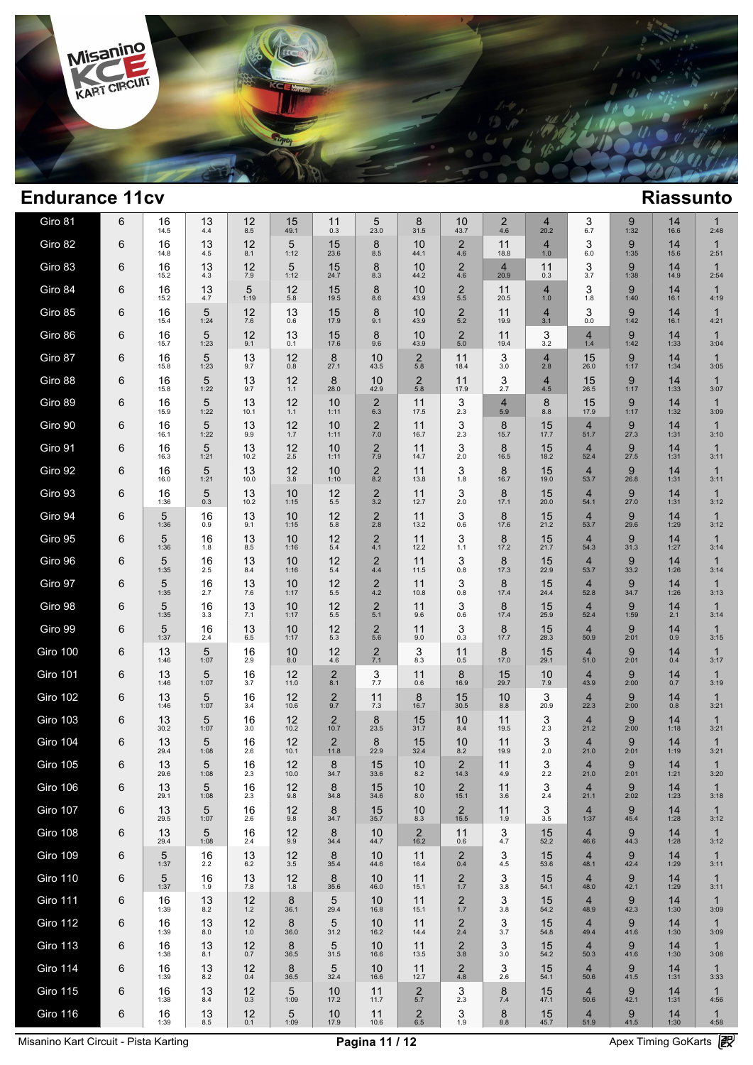# Endurance 11cv

## Riassunto

| Giro | | | | | | | | | | | | | | | | |
|---|---|---|---|---|---|---|---|---|---|---|---|---|---|---|---|---|
| Giro 81 | 6 | 16 14.5 | 13 4.4 | 12 8.5 | 15 49.1 | 11 0.3 | 5 23.0 | 8 31.5 | 10 43.7 | 2 4.6 | 4 20.2 | 3 6.7 | 9 1:32 | 14 16.6 | 1 2:48 |
| Giro 82 | 6 | 16 14.8 | 13 4.5 | 12 8.1 | 5 1:12 | 15 23.6 | 8 8.5 | 10 44.1 | 2 4.6 | 11 18.8 | 4 1.0 | 3 6.0 | 9 1:35 | 14 15.6 | 1 2:51 |
| Giro 83 | 6 | 16 15.2 | 13 4.3 | 12 7.9 | 5 1:12 | 15 24.7 | 8 8.3 | 10 44.2 | 2 4.6 | 4 20.9 | 11 0.3 | 3 3.7 | 9 1:38 | 14 14.9 | 1 2:54 |
| Giro 84 | 6 | 16 15.2 | 13 4.7 | 5 1:19 | 12 5.8 | 15 19.5 | 8 8.6 | 10 43.9 | 2 5.5 | 11 20.5 | 4 1.0 | 3 1.8 | 9 1:40 | 14 16.1 | 1 4:19 |
| Giro 85 | 6 | 16 15.4 | 5 1:24 | 12 7.6 | 13 0.6 | 15 17.9 | 8 9.1 | 10 43.9 | 2 5.2 | 11 19.9 | 4 3.1 | 3 0.0 | 9 1:42 | 14 16.1 | 1 4:21 |
| Giro 86 | 6 | 16 15.7 | 5 1:23 | 12 9.1 | 13 0.1 | 15 17.6 | 8 9.6 | 10 43.9 | 2 5.0 | 11 19.4 | 3 3.2 | 4 1.4 | 9 1:42 | 14 1:33 | 1 3:04 |
| Giro 87 | 6 | 16 15.8 | 5 1:23 | 13 9.7 | 12 0.8 | 8 27.1 | 10 43.5 | 2 5.8 | 11 18.4 | 3 3.0 | 4 2.8 | 15 26.0 | 9 1:17 | 14 1:34 | 1 3:05 |
| Giro 88 | 6 | 16 15.8 | 5 1:22 | 13 9.7 | 12 1.1 | 8 28.0 | 10 42.9 | 2 5.8 | 11 17.9 | 3 2.7 | 4 4.5 | 15 26.5 | 9 1:17 | 14 1:33 | 1 3:07 |
| Giro 89 | 6 | 16 15.9 | 5 1:22 | 13 10.1 | 12 1.1 | 10 1:11 | 2 6.3 | 11 17.5 | 3 2.3 | 4 5.9 | 8 8.8 | 15 17.9 | 9 1:17 | 14 1:32 | 1 3:09 |
| Giro 90 | 6 | 16 16.1 | 5 1:22 | 13 9.9 | 12 1.7 | 10 1:11 | 2 7.0 | 11 16.7 | 3 2.3 | 8 15.7 | 15 17.7 | 4 51.7 | 9 27.3 | 14 1:31 | 1 3:10 |
| Giro 91 | 6 | 16 16.3 | 5 1:21 | 13 10.2 | 12 2.5 | 10 1:11 | 2 7.9 | 11 14.7 | 3 2.0 | 8 16.5 | 15 18.2 | 4 52.4 | 9 27.5 | 14 1:31 | 1 3:11 |
| Giro 92 | 6 | 16 16.0 | 5 1:21 | 13 10.0 | 12 3.8 | 10 1:10 | 2 8.2 | 11 13.8 | 3 1.8 | 8 16.7 | 15 19.0 | 4 53.7 | 9 26.8 | 14 1:31 | 1 3:11 |
| Giro 93 | 6 | 16 1:36 | 5 0.3 | 13 10.2 | 10 1:15 | 12 5.5 | 2 3.2 | 11 12.7 | 3 2.0 | 8 17.1 | 15 20.0 | 4 54.1 | 9 27.0 | 14 1:31 | 1 3:12 |
| Giro 94 | 6 | 5 1:36 | 16 0.9 | 13 9.1 | 10 1:15 | 12 5.8 | 2 2.8 | 11 13.2 | 3 0.6 | 8 17.6 | 15 21.2 | 4 53.7 | 9 29.6 | 14 1:29 | 1 3:12 |
| Giro 95 | 6 | 5 1:36 | 16 1.8 | 13 8.5 | 10 1:16 | 12 5.4 | 2 4.1 | 11 12.2 | 3 1.1 | 8 17.2 | 15 21.7 | 4 54.3 | 9 31.3 | 14 1:27 | 1 3:14 |
| Giro 96 | 6 | 5 1:35 | 16 2.5 | 13 8.4 | 10 1:16 | 12 5.4 | 2 4.4 | 11 11.5 | 3 0.8 | 8 17.3 | 15 22.9 | 4 53.7 | 9 33.2 | 14 1:26 | 1 3:14 |
| Giro 97 | 6 | 5 1:35 | 16 2.7 | 13 7.6 | 10 1:17 | 12 5.5 | 2 4.2 | 11 10.8 | 3 0.8 | 8 17.4 | 15 24.4 | 4 52.8 | 9 34.7 | 14 1:26 | 1 3:13 |
| Giro 98 | 6 | 5 1:35 | 16 3.3 | 13 7.1 | 10 1:17 | 12 5.5 | 2 5.1 | 11 9.6 | 3 0.6 | 8 17.4 | 15 25.9 | 4 52.4 | 9 1:59 | 14 2.1 | 1 3:14 |
| Giro 99 | 6 | 5 1:37 | 16 2.4 | 13 6.5 | 10 1:17 | 12 5.3 | 2 5.6 | 11 9.0 | 3 0.3 | 8 17.7 | 15 28.3 | 4 50.9 | 9 2:01 | 14 0.9 | 1 3:15 |
| Giro 100 | 6 | 13 1:46 | 5 1:07 | 16 2.9 | 10 8.0 | 12 4.6 | 2 7.1 | 3 8.3 | 11 0.5 | 8 17.0 | 15 29.1 | 4 51.0 | 9 2:01 | 14 0.4 | 1 3:17 |
| Giro 101 | 6 | 13 1:46 | 5 1:07 | 16 3.7 | 12 11.0 | 2 8.1 | 3 7.7 | 11 0.6 | 8 16.9 | 15 29.7 | 10 7.9 | 4 43.9 | 9 2:00 | 14 0.7 | 1 3:19 |
| Giro 102 | 6 | 13 1:46 | 5 1:07 | 16 3.4 | 12 10.6 | 2 9.7 | 11 7.3 | 8 16.7 | 15 30.5 | 10 8.8 | 3 20.9 | 4 22.3 | 9 2:00 | 14 0.8 | 1 3:21 |
| Giro 103 | 6 | 13 30.2 | 5 1:07 | 16 3.0 | 12 10.2 | 2 10.7 | 8 23.5 | 15 31.7 | 10 8.4 | 11 19.5 | 3 2.3 | 4 21.2 | 9 2:00 | 14 1:18 | 1 3:21 |
| Giro 104 | 6 | 13 29.4 | 5 1:08 | 16 2.6 | 12 10.1 | 2 11.8 | 8 22.9 | 15 32.4 | 10 8.2 | 11 19.9 | 3 2.0 | 4 21.0 | 9 2:01 | 14 1:19 | 1 3:21 |
| Giro 105 | 6 | 13 29.6 | 5 1:08 | 16 2.3 | 12 10.0 | 8 34.7 | 15 33.6 | 10 8.2 | 2 14.3 | 11 4.9 | 3 2.2 | 4 21.0 | 9 2:01 | 14 1:21 | 1 3:20 |
| Giro 106 | 6 | 13 29.1 | 5 1:08 | 16 2.3 | 12 9.8 | 8 34.8 | 15 34.6 | 10 8.0 | 2 15.1 | 11 3.6 | 3 2.4 | 4 21.1 | 9 2:02 | 14 1:23 | 1 3:18 |
| Giro 107 | 6 | 13 29.5 | 5 1:07 | 16 2.6 | 12 9.8 | 8 34.7 | 15 35.7 | 10 8.3 | 2 15.5 | 11 1.9 | 3 3.5 | 4 1:37 | 9 45.4 | 14 1:28 | 1 3:12 |
| Giro 108 | 6 | 13 29.4 | 5 1:08 | 16 2.4 | 12 9.9 | 8 34.4 | 10 44.7 | 2 16.2 | 11 0.6 | 3 4.7 | 15 52.2 | 4 46.6 | 9 44.3 | 14 1:28 | 1 3:12 |
| Giro 109 | 6 | 5 1:37 | 16 2.2 | 13 6.2 | 12 3.5 | 8 35.4 | 10 44.6 | 11 16.4 | 2 0.4 | 3 4.5 | 15 53.6 | 4 48.1 | 9 42.4 | 14 1:29 | 1 3:11 |
| Giro 110 | 6 | 5 1:37 | 16 1.9 | 13 7.8 | 12 1.8 | 8 35.6 | 10 46.0 | 11 15.1 | 2 1.7 | 3 3.8 | 15 54.1 | 4 48.0 | 9 42.1 | 14 1:29 | 1 3:11 |
| Giro 111 | 6 | 16 1:39 | 13 8.2 | 12 1.2 | 8 36.1 | 5 29.4 | 10 16.8 | 11 15.1 | 2 1.7 | 3 3.8 | 15 54.2 | 4 48.9 | 9 42.3 | 14 1:30 | 1 3:09 |
| Giro 112 | 6 | 16 1:39 | 13 8.0 | 12 1.0 | 8 36.0 | 5 31.2 | 10 16.2 | 11 14.4 | 2 2.4 | 3 3.7 | 15 54.8 | 4 49.4 | 9 41.6 | 14 1:30 | 1 3:09 |
| Giro 113 | 6 | 16 1:38 | 13 8.1 | 12 0.7 | 8 36.5 | 5 31.5 | 10 16.6 | 11 13.5 | 2 3.8 | 3 3.0 | 15 54.2 | 4 50.3 | 9 41.6 | 14 1:30 | 1 3:08 |
| Giro 114 | 6 | 16 1:39 | 13 8.2 | 12 0.4 | 8 36.5 | 5 32.4 | 10 16.6 | 11 12.7 | 2 4.8 | 3 2.6 | 15 54.1 | 4 50.6 | 9 41.5 | 14 1:31 | 1 3:33 |
| Giro 115 | 6 | 16 1:38 | 13 8.4 | 12 0.3 | 5 1:09 | 10 17.2 | 11 11.7 | 2 5.7 | 3 2.3 | 8 7.4 | 15 47.1 | 4 50.6 | 9 42.1 | 14 1:31 | 1 4:56 |
| Giro 116 | 6 | 16 1:39 | 13 8.5 | 12 0.1 | 5 1:09 | 10 17.9 | 11 10.6 | 2 6.5 | 3 1.9 | 8 8.8 | 15 45.7 | 4 51.9 | 9 41.5 | 14 1:30 | 1 4:58 |

Misanino Kart Circuit - Pista Karting

Apex Timing GoKarts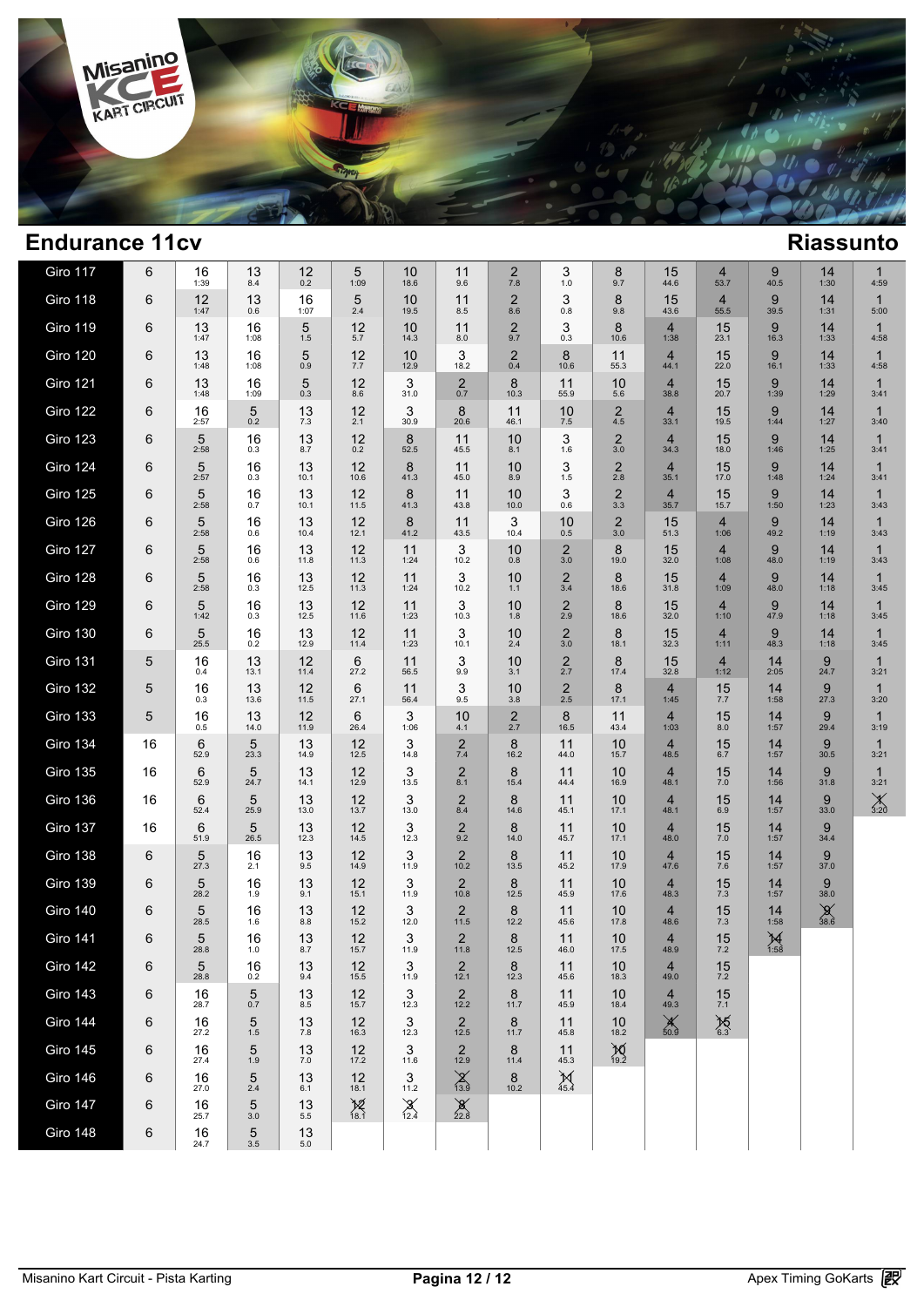## Endurance 11cv

## Riassunto

| | | | | | | | | | | | | | | | |
|---|---|---|---|---|---|---|---|---|---|---|---|---|---|---|---|
| Giro 117 | 6 | 16 1:39 | 13 8.4 | 12 0.2 | 5 1:09 | 10 18.6 | 11 9.6 | 2 7.8 | 3 1.0 | 8 9.7 | 15 44.6 | 4 53.7 | 9 40.5 | 14 1:30 | 1 4:59 |
| Giro 118 | 6 | 12 1:47 | 13 0.6 | 16 1:07 | 5 2.4 | 10 19.5 | 11 8.5 | 2 8.6 | 3 0.8 | 8 9.8 | 15 43.6 | 4 55.5 | 9 39.5 | 14 1:31 | 1 5:00 |
| Giro 119 | 6 | 13 1:47 | 16 1:08 | 5 1.5 | 12 5.7 | 10 14.3 | 11 8.0 | 2 9.7 | 3 0.3 | 8 10.6 | 4 1:38 | 15 23.1 | 9 16.3 | 14 1:33 | 1 4:58 |
| Giro 120 | 6 | 13 1:48 | 16 1:08 | 5 0.9 | 12 7.7 | 10 12.9 | 3 18.2 | 2 0.4 | 8 10.6 | 11 55.3 | 4 44.1 | 15 22.0 | 9 16.1 | 14 1:33 | 1 4:58 |
| Giro 121 | 6 | 13 1:48 | 16 1:09 | 5 0.3 | 12 8.6 | 3 31.0 | 2 0.7 | 8 10.3 | 11 55.9 | 10 5.6 | 4 38.8 | 15 20.7 | 9 1:39 | 14 1:29 | 1 3:41 |
| Giro 122 | 6 | 16 2:57 | 5 0.2 | 13 7.3 | 12 2.1 | 3 30.9 | 8 20.6 | 11 46.1 | 10 7.5 | 2 4.5 | 4 33.1 | 15 19.5 | 9 1:44 | 14 1:27 | 1 3:40 |
| Giro 123 | 6 | 5 2:58 | 16 0.3 | 13 8.7 | 12 0.2 | 8 52.5 | 11 45.5 | 10 8.1 | 3 1.6 | 2 3.0 | 4 34.3 | 15 18.0 | 9 1:46 | 14 1:25 | 1 3:41 |
| Giro 124 | 6 | 5 2:57 | 16 0.3 | 13 10.1 | 12 10.6 | 8 41.3 | 11 45.0 | 10 8.9 | 3 1.5 | 2 2.8 | 4 35.1 | 15 17.0 | 9 1:48 | 14 1:24 | 1 3:41 |
| Giro 125 | 6 | 5 2:58 | 16 0.7 | 13 10.1 | 12 11.5 | 8 41.3 | 11 43.8 | 10 10.0 | 3 0.6 | 2 3.3 | 4 35.7 | 15 15.7 | 9 1:50 | 14 1:23 | 1 3:43 |
| Giro 126 | 6 | 5 2:58 | 16 0.6 | 13 10.4 | 12 12.1 | 8 41.2 | 11 43.5 | 3 10.4 | 10 0.5 | 2 3.0 | 15 51.3 | 4 1:06 | 9 49.2 | 14 1:19 | 1 3:43 |
| Giro 127 | 6 | 5 2:58 | 16 0.6 | 13 11.8 | 12 11.3 | 11 1:24 | 3 10.2 | 10 0.8 | 2 3.0 | 8 19.0 | 15 32.0 | 4 1:08 | 9 48.0 | 14 1:19 | 1 3:43 |
| Giro 128 | 6 | 5 2:58 | 16 0.3 | 13 12.5 | 12 11.3 | 11 1:24 | 3 10.2 | 10 1.1 | 2 3.4 | 8 18.6 | 15 31.8 | 4 1:09 | 9 48.0 | 14 1:18 | 1 3:45 |
| Giro 129 | 6 | 5 1:42 | 16 0.3 | 13 12.5 | 12 11.6 | 11 1:23 | 3 10.3 | 10 1.8 | 2 2.9 | 8 18.6 | 15 32.0 | 4 1:10 | 9 47.9 | 14 1:18 | 1 3:45 |
| Giro 130 | 6 | 5 25.5 | 16 0.2 | 13 12.9 | 12 11.4 | 11 1:23 | 3 10.1 | 10 2.4 | 2 3.0 | 8 18.1 | 15 32.3 | 4 1:11 | 9 48.3 | 14 1:18 | 1 3:45 |
| Giro 131 | 5 | 16 0.4 | 13 13.1 | 12 11.4 | 6 27.2 | 11 56.5 | 3 9.9 | 10 3.1 | 2 2.7 | 8 17.4 | 15 32.8 | 4 1:12 | 14 2:05 | 9 24.7 | 1 3:21 |
| Giro 132 | 5 | 16 0.3 | 13 13.6 | 12 11.5 | 6 27.1 | 11 56.4 | 3 9.5 | 10 3.8 | 2 2.5 | 8 17.1 | 4 1:45 | 15 7.7 | 14 1:58 | 9 27.3 | 1 3:20 |
| Giro 133 | 5 | 16 0.5 | 13 14.0 | 12 11.9 | 6 26.4 | 3 1:06 | 10 4.1 | 2 2.7 | 8 16.5 | 11 43.4 | 4 1:03 | 15 8.0 | 14 1:57 | 9 29.4 | 1 3:19 |
| Giro 134 | 16 | 6 52.9 | 5 23.3 | 13 14.9 | 12 12.5 | 3 14.8 | 2 7.4 | 8 16.2 | 11 44.0 | 10 15.7 | 4 48.5 | 15 6.7 | 14 1:57 | 9 30.5 | 1 3:21 |
| Giro 135 | 16 | 6 52.9 | 5 24.7 | 13 14.1 | 12 12.9 | 3 13.5 | 2 8.1 | 8 15.4 | 11 44.4 | 10 16.9 | 4 48.1 | 15 7.0 | 14 1:56 | 9 31.8 | 1 3:21 |
| Giro 136 | 16 | 6 52.4 | 5 25.9 | 13 13.0 | 12 13.7 | 3 13.0 | 2 8.4 | 8 14.6 | 11 45.1 | 10 17.1 | 4 48.1 | 15 6.9 | 14 1:57 | 9 33.0 | 1 3:20 |
| Giro 137 | 16 | 6 51.9 | 5 26.5 | 13 12.3 | 12 14.5 | 3 12.3 | 2 9.2 | 8 14.0 | 11 45.7 | 10 17.1 | 4 48.0 | 15 7.0 | 14 1:57 | 9 34.4 | |
| Giro 138 | 6 | 5 27.3 | 16 2.1 | 13 9.5 | 12 14.9 | 3 11.9 | 2 10.2 | 8 13.5 | 11 45.2 | 10 17.9 | 4 47.6 | 15 7.6 | 14 1:57 | 9 37.0 | |
| Giro 139 | 6 | 5 28.2 | 16 1.9 | 13 9.1 | 12 15.1 | 3 11.9 | 2 10.8 | 8 12.5 | 11 45.9 | 10 17.6 | 4 48.3 | 15 7.3 | 14 1:57 | 9 38.0 | |
| Giro 140 | 6 | 5 28.5 | 16 1.6 | 13 8.8 | 12 15.2 | 3 12.0 | 2 11.5 | 8 12.2 | 11 45.6 | 10 17.8 | 4 48.6 | 15 7.3 | 14 1:58 | 9 38.6 | |
| Giro 141 | 6 | 5 28.8 | 16 1.0 | 13 8.7 | 12 15.7 | 3 11.9 | 2 11.8 | 8 12.5 | 11 46.0 | 10 17.5 | 4 48.9 | 15 7.2 | 14 1:58 | | |
| Giro 142 | 6 | 5 28.8 | 16 0.2 | 13 9.4 | 12 15.5 | 3 11.9 | 2 12.1 | 8 12.3 | 11 45.6 | 10 18.3 | 4 49.0 | 15 7.2 | | | |
| Giro 143 | 6 | 16 28.7 | 5 0.7 | 13 8.5 | 12 15.7 | 3 12.3 | 2 12.2 | 8 11.7 | 11 45.9 | 10 18.4 | 4 49.3 | 15 7.1 | | | |
| Giro 144 | 6 | 16 27.2 | 5 1.5 | 13 7.8 | 12 16.3 | 3 12.3 | 2 12.5 | 8 11.7 | 11 45.8 | 10 18.2 | 4 50.9 | 15 6.3 | | | |
| Giro 145 | 6 | 16 27.4 | 5 1.9 | 13 7.0 | 12 17.2 | 3 11.6 | 2 12.9 | 8 11.4 | 11 45.3 | 10 19.2 | | | | | |
| Giro 146 | 6 | 16 27.0 | 5 2.4 | 13 6.1 | 12 18.1 | 3 11.2 | 2 13.9 | 8 10.2 | 11 45.4 | | | | | | |
| Giro 147 | 6 | 16 25.7 | 5 3.0 | 13 5.5 | 12 18.1 | 3 12.4 | 8 22.8 | | | | | | | | |
| Giro 148 | 6 | 16 24.7 | 5 3.5 | 13 5.0 | | | | | | | | | | | |